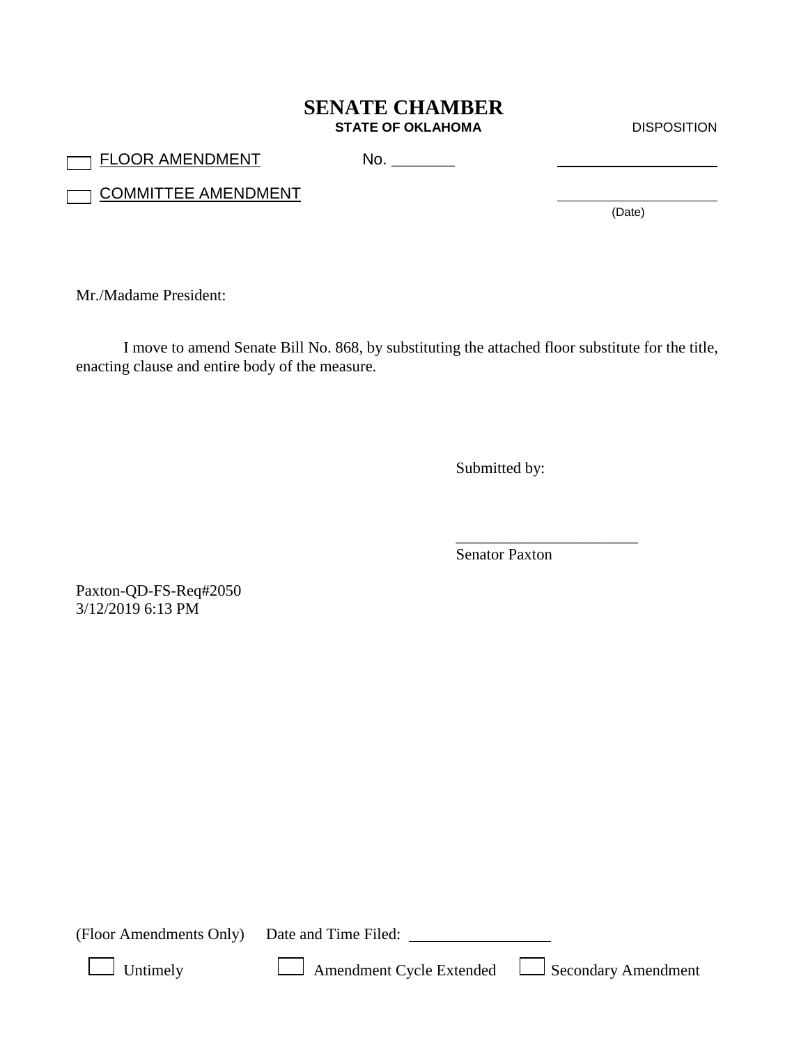# SENATE CHAMBER

**STATE OF OKLAHOMA**

DISPOSITION

☐ FLOOR AMENDMENT    No. ________

☐ COMMITTEE AMENDMENT

____________________

____________________
(Date)

Mr./Madame President:

I move to amend Senate Bill No. 868, by substituting the attached floor substitute for the title, enacting clause and entire body of the measure.

Submitted by:

______________________
Senator Paxton

Paxton-QD-FS-Req#2050
3/12/2019 6:13 PM

(Floor Amendments Only)  Date and Time Filed: ________________

☐ Untimely    ☐ Amendment Cycle Extended    ☐ Secondary Amendment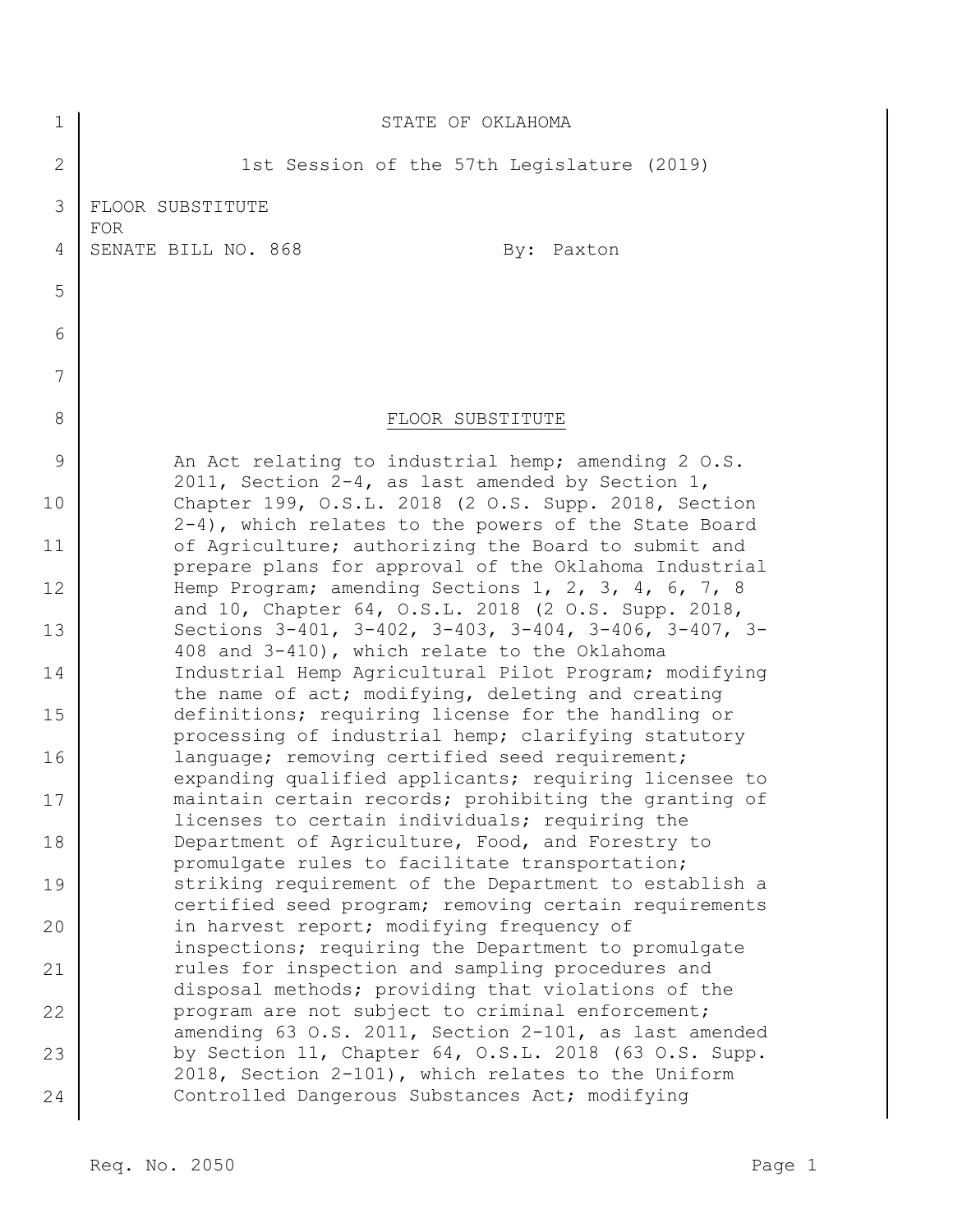STATE OF OKLAHOMA

1st Session of the 57th Legislature (2019)

FLOOR SUBSTITUTE
FOR
SENATE BILL NO. 868 By: Paxton

FLOOR SUBSTITUTE

An Act relating to industrial hemp; amending 2 O.S. 2011, Section 2-4, as last amended by Section 1, Chapter 199, O.S.L. 2018 (2 O.S. Supp. 2018, Section 2-4), which relates to the powers of the State Board of Agriculture; authorizing the Board to submit and prepare plans for approval of the Oklahoma Industrial Hemp Program; amending Sections 1, 2, 3, 4, 6, 7, 8 and 10, Chapter 64, O.S.L. 2018 (2 O.S. Supp. 2018, Sections 3-401, 3-402, 3-403, 3-404, 3-406, 3-407, 3-408 and 3-410), which relate to the Oklahoma Industrial Hemp Agricultural Pilot Program; modifying the name of act; modifying, deleting and creating definitions; requiring license for the handling or processing of industrial hemp; clarifying statutory language; removing certified seed requirement; expanding qualified applicants; requiring licensee to maintain certain records; prohibiting the granting of licenses to certain individuals; requiring the Department of Agriculture, Food, and Forestry to promulgate rules to facilitate transportation; striking requirement of the Department to establish a certified seed program; removing certain requirements in harvest report; modifying frequency of inspections; requiring the Department to promulgate rules for inspection and sampling procedures and disposal methods; providing that violations of the program are not subject to criminal enforcement; amending 63 O.S. 2011, Section 2-101, as last amended by Section 11, Chapter 64, O.S.L. 2018 (63 O.S. Supp. 2018, Section 2-101), which relates to the Uniform Controlled Dangerous Substances Act; modifying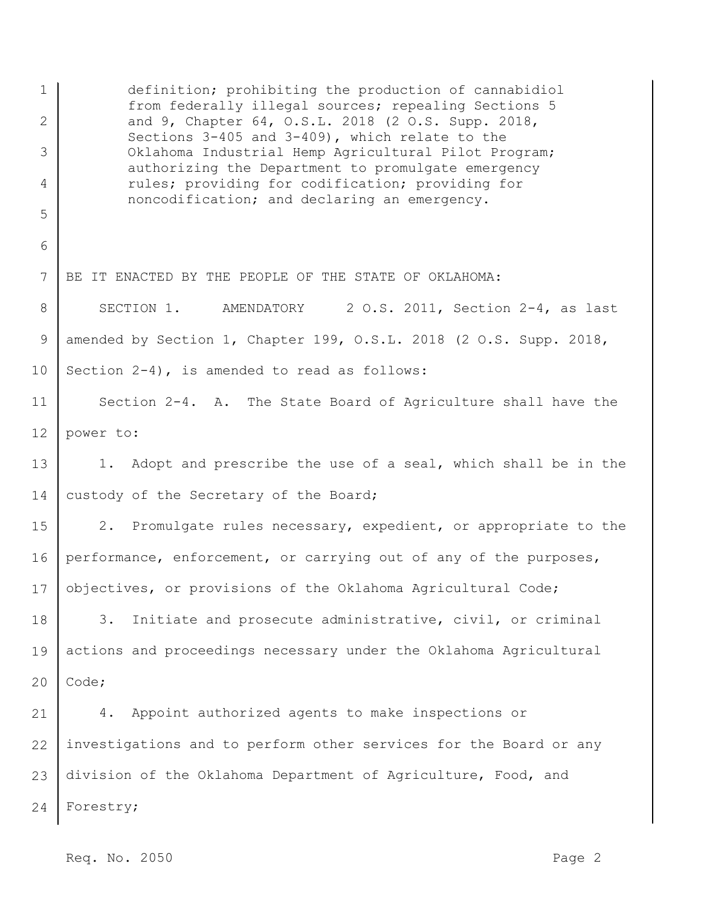definition; prohibiting the production of cannabidiol from federally illegal sources; repealing Sections 5 and 9, Chapter 64, O.S.L. 2018 (2 O.S. Supp. 2018, Sections 3-405 and 3-409), which relate to the Oklahoma Industrial Hemp Agricultural Pilot Program; authorizing the Department to promulgate emergency rules; providing for codification; providing for noncodification; and declaring an emergency.

BE IT ENACTED BY THE PEOPLE OF THE STATE OF OKLAHOMA:

SECTION 1. AMENDATORY 2 O.S. 2011, Section 2-4, as last amended by Section 1, Chapter 199, O.S.L. 2018 (2 O.S. Supp. 2018, Section 2-4), is amended to read as follows:

Section 2-4. A. The State Board of Agriculture shall have the power to:

1. Adopt and prescribe the use of a seal, which shall be in the custody of the Secretary of the Board;

2. Promulgate rules necessary, expedient, or appropriate to the performance, enforcement, or carrying out of any of the purposes, objectives, or provisions of the Oklahoma Agricultural Code;

3. Initiate and prosecute administrative, civil, or criminal actions and proceedings necessary under the Oklahoma Agricultural Code;

4. Appoint authorized agents to make inspections or investigations and to perform other services for the Board or any division of the Oklahoma Department of Agriculture, Food, and Forestry;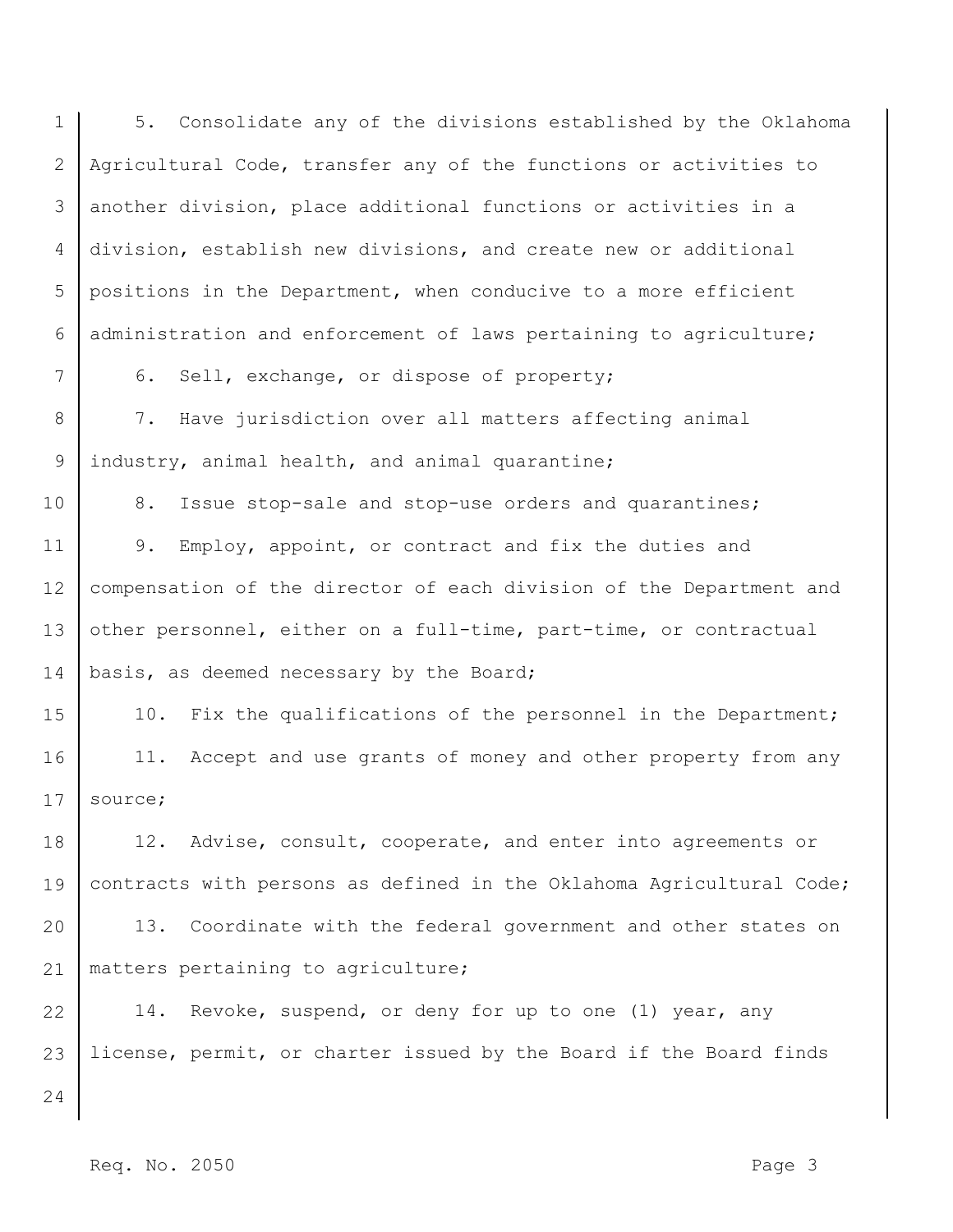5. Consolidate any of the divisions established by the Oklahoma Agricultural Code, transfer any of the functions or activities to another division, place additional functions or activities in a division, establish new divisions, and create new or additional positions in the Department, when conducive to a more efficient administration and enforcement of laws pertaining to agriculture;

6. Sell, exchange, or dispose of property;

7. Have jurisdiction over all matters affecting animal industry, animal health, and animal quarantine;

8. Issue stop-sale and stop-use orders and quarantines;

9. Employ, appoint, or contract and fix the duties and compensation of the director of each division of the Department and other personnel, either on a full-time, part-time, or contractual basis, as deemed necessary by the Board;

10. Fix the qualifications of the personnel in the Department;

11. Accept and use grants of money and other property from any source;

12. Advise, consult, cooperate, and enter into agreements or contracts with persons as defined in the Oklahoma Agricultural Code;

13. Coordinate with the federal government and other states on matters pertaining to agriculture;

14. Revoke, suspend, or deny for up to one (1) year, any license, permit, or charter issued by the Board if the Board finds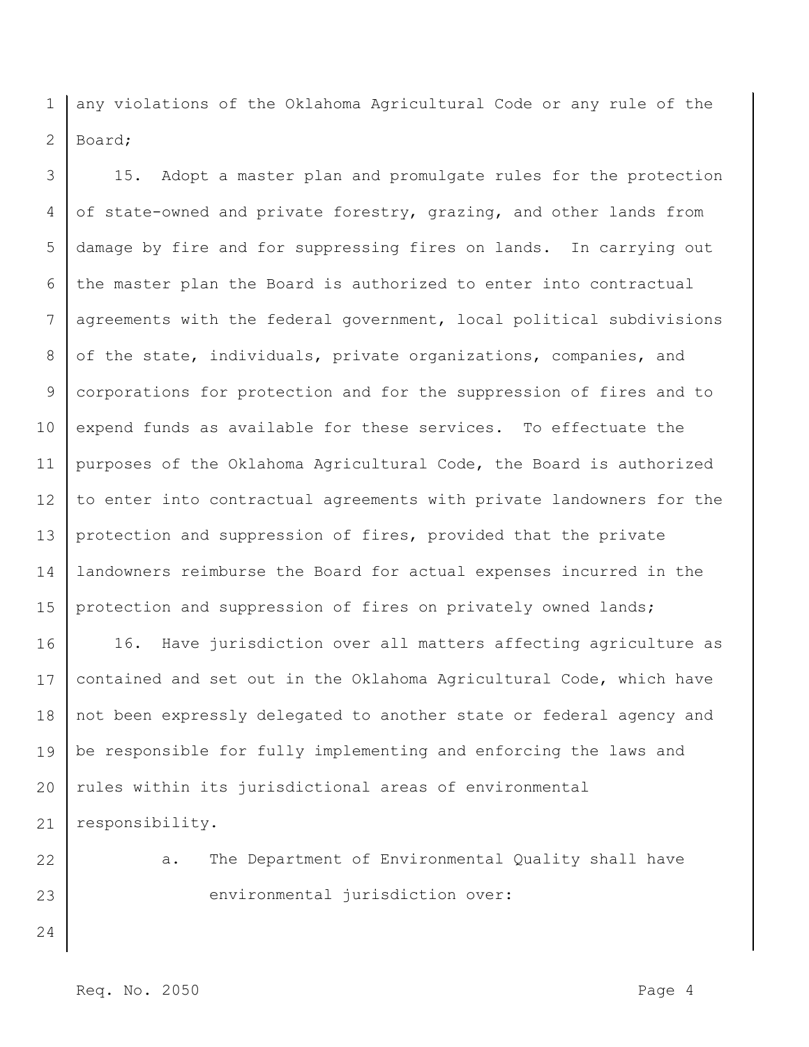any violations of the Oklahoma Agricultural Code or any rule of the Board;

15. Adopt a master plan and promulgate rules for the protection of state-owned and private forestry, grazing, and other lands from damage by fire and for suppressing fires on lands. In carrying out the master plan the Board is authorized to enter into contractual agreements with the federal government, local political subdivisions of the state, individuals, private organizations, companies, and corporations for protection and for the suppression of fires and to expend funds as available for these services. To effectuate the purposes of the Oklahoma Agricultural Code, the Board is authorized to enter into contractual agreements with private landowners for the protection and suppression of fires, provided that the private landowners reimburse the Board for actual expenses incurred in the protection and suppression of fires on privately owned lands;

16. Have jurisdiction over all matters affecting agriculture as contained and set out in the Oklahoma Agricultural Code, which have not been expressly delegated to another state or federal agency and be responsible for fully implementing and enforcing the laws and rules within its jurisdictional areas of environmental responsibility.

a. The Department of Environmental Quality shall have environmental jurisdiction over: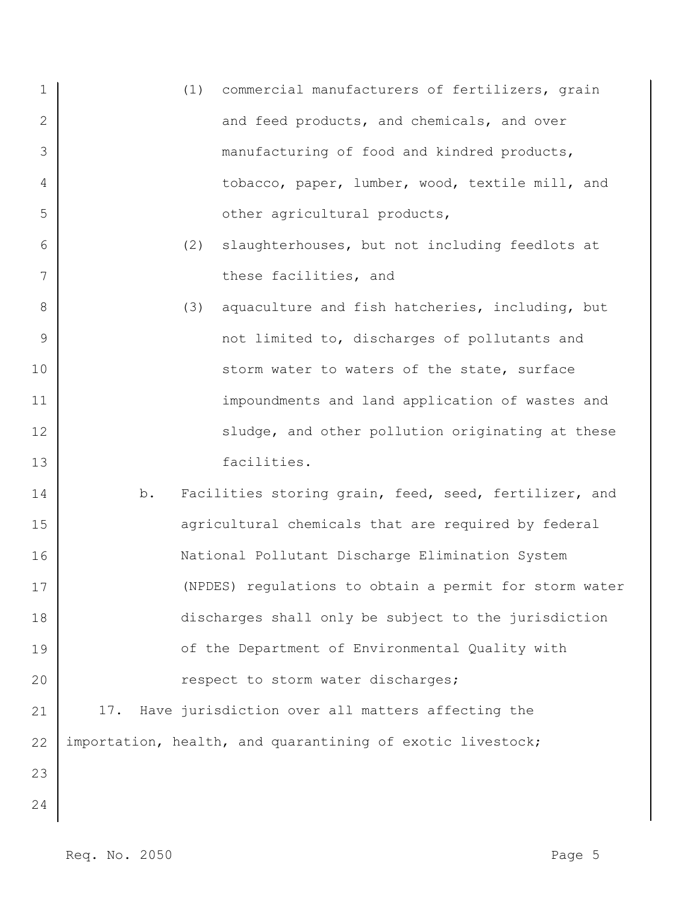(1) commercial manufacturers of fertilizers, grain and feed products, and chemicals, and over manufacturing of food and kindred products, tobacco, paper, lumber, wood, textile mill, and other agricultural products,

(2) slaughterhouses, but not including feedlots at these facilities, and

(3) aquaculture and fish hatcheries, including, but not limited to, discharges of pollutants and storm water to waters of the state, surface impoundments and land application of wastes and sludge, and other pollution originating at these facilities.

b. Facilities storing grain, feed, seed, fertilizer, and agricultural chemicals that are required by federal National Pollutant Discharge Elimination System (NPDES) regulations to obtain a permit for storm water discharges shall only be subject to the jurisdiction of the Department of Environmental Quality with respect to storm water discharges;

17. Have jurisdiction over all matters affecting the importation, health, and quarantining of exotic livestock;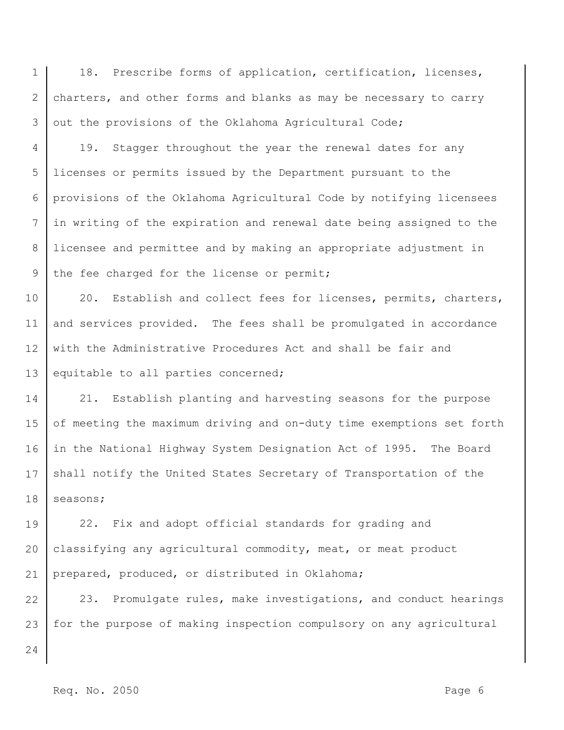18. Prescribe forms of application, certification, licenses, charters, and other forms and blanks as may be necessary to carry out the provisions of the Oklahoma Agricultural Code;

19. Stagger throughout the year the renewal dates for any licenses or permits issued by the Department pursuant to the provisions of the Oklahoma Agricultural Code by notifying licensees in writing of the expiration and renewal date being assigned to the licensee and permittee and by making an appropriate adjustment in the fee charged for the license or permit;

20. Establish and collect fees for licenses, permits, charters, and services provided. The fees shall be promulgated in accordance with the Administrative Procedures Act and shall be fair and equitable to all parties concerned;

21. Establish planting and harvesting seasons for the purpose of meeting the maximum driving and on-duty time exemptions set forth in the National Highway System Designation Act of 1995. The Board shall notify the United States Secretary of Transportation of the seasons;

22. Fix and adopt official standards for grading and classifying any agricultural commodity, meat, or meat product prepared, produced, or distributed in Oklahoma;

23. Promulgate rules, make investigations, and conduct hearings for the purpose of making inspection compulsory on any agricultural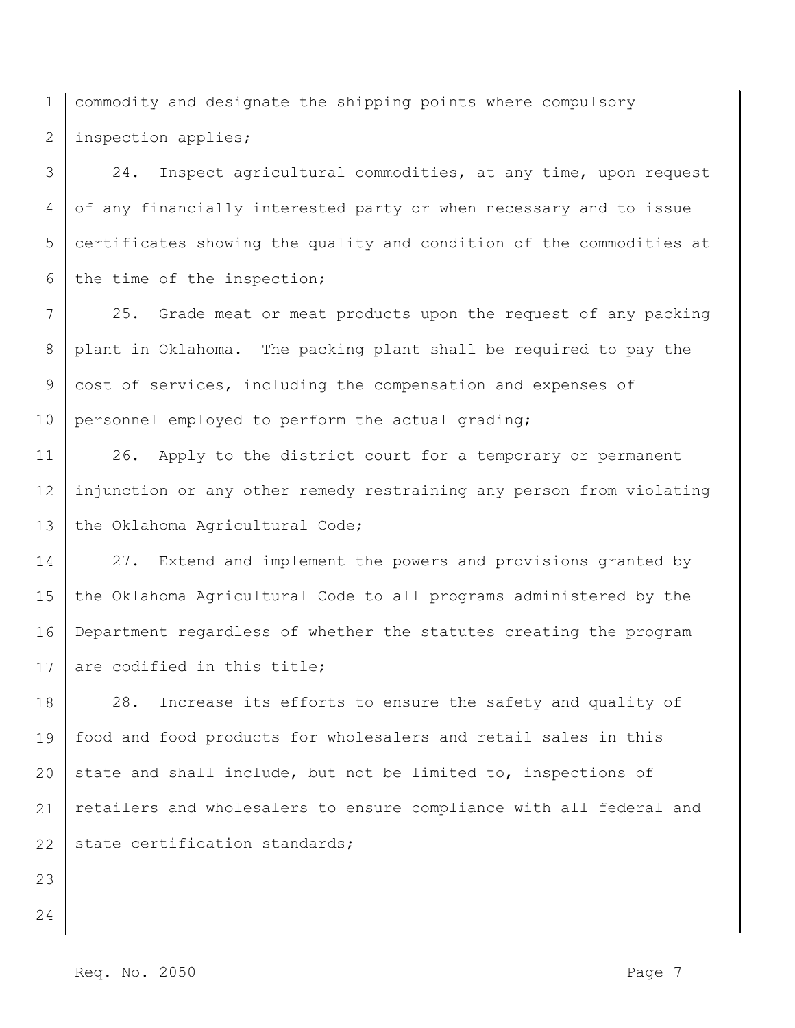commodity and designate the shipping points where compulsory inspection applies;

24. Inspect agricultural commodities, at any time, upon request of any financially interested party or when necessary and to issue certificates showing the quality and condition of the commodities at the time of the inspection;

25. Grade meat or meat products upon the request of any packing plant in Oklahoma. The packing plant shall be required to pay the cost of services, including the compensation and expenses of personnel employed to perform the actual grading;

26. Apply to the district court for a temporary or permanent injunction or any other remedy restraining any person from violating the Oklahoma Agricultural Code;

27. Extend and implement the powers and provisions granted by the Oklahoma Agricultural Code to all programs administered by the Department regardless of whether the statutes creating the program are codified in this title;

28. Increase its efforts to ensure the safety and quality of food and food products for wholesalers and retail sales in this state and shall include, but not be limited to, inspections of retailers and wholesalers to ensure compliance with all federal and state certification standards;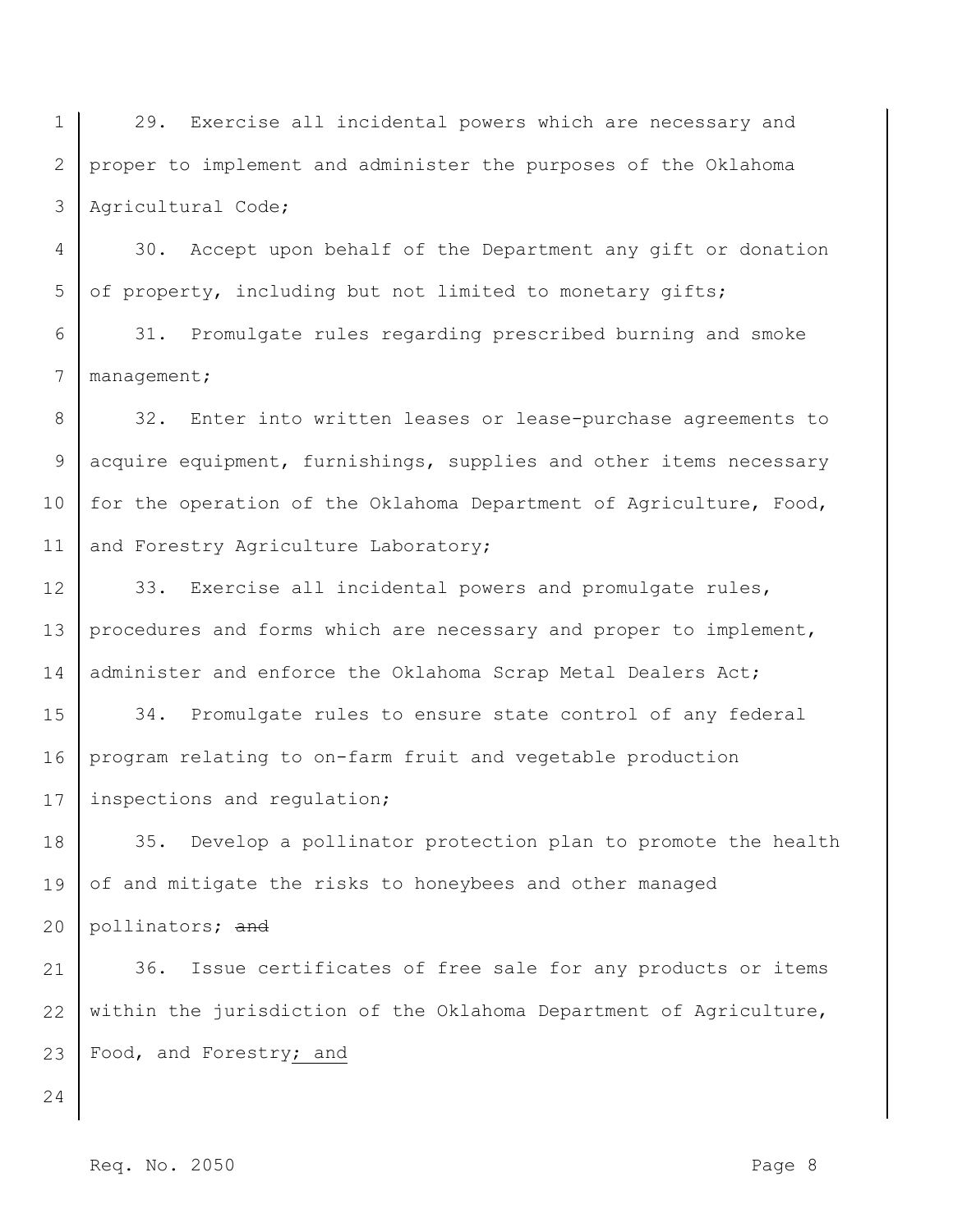29. Exercise all incidental powers which are necessary and proper to implement and administer the purposes of the Oklahoma Agricultural Code;

30. Accept upon behalf of the Department any gift or donation of property, including but not limited to monetary gifts;

31. Promulgate rules regarding prescribed burning and smoke management;

32. Enter into written leases or lease-purchase agreements to acquire equipment, furnishings, supplies and other items necessary for the operation of the Oklahoma Department of Agriculture, Food, and Forestry Agriculture Laboratory;

33. Exercise all incidental powers and promulgate rules, procedures and forms which are necessary and proper to implement, administer and enforce the Oklahoma Scrap Metal Dealers Act;

34. Promulgate rules to ensure state control of any federal program relating to on-farm fruit and vegetable production inspections and regulation;

35. Develop a pollinator protection plan to promote the health of and mitigate the risks to honeybees and other managed pollinators; ~~and~~

36. Issue certificates of free sale for any products or items within the jurisdiction of the Oklahoma Department of Agriculture, Food, and Forestry<u>; and</u>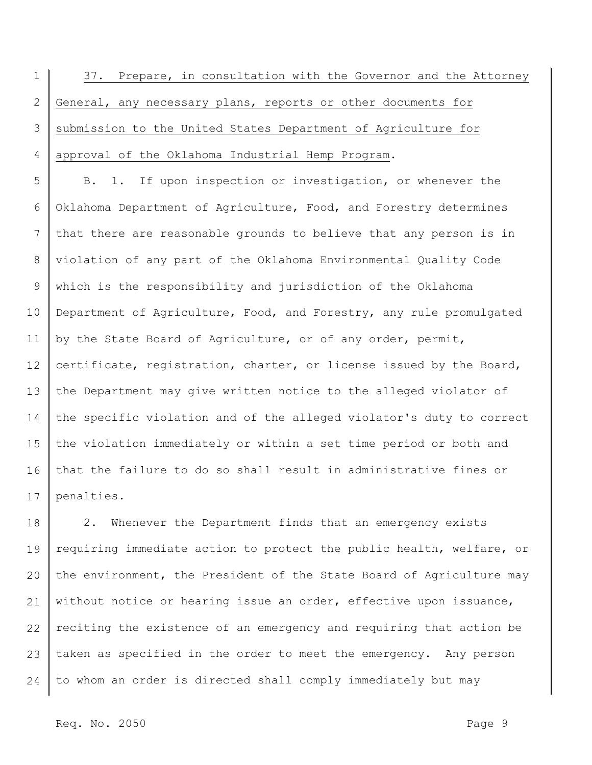37. Prepare, in consultation with the Governor and the Attorney General, any necessary plans, reports or other documents for submission to the United States Department of Agriculture for approval of the Oklahoma Industrial Hemp Program.

B. 1. If upon inspection or investigation, or whenever the Oklahoma Department of Agriculture, Food, and Forestry determines that there are reasonable grounds to believe that any person is in violation of any part of the Oklahoma Environmental Quality Code which is the responsibility and jurisdiction of the Oklahoma Department of Agriculture, Food, and Forestry, any rule promulgated by the State Board of Agriculture, or of any order, permit, certificate, registration, charter, or license issued by the Board, the Department may give written notice to the alleged violator of the specific violation and of the alleged violator's duty to correct the violation immediately or within a set time period or both and that the failure to do so shall result in administrative fines or penalties.

2. Whenever the Department finds that an emergency exists requiring immediate action to protect the public health, welfare, or the environment, the President of the State Board of Agriculture may without notice or hearing issue an order, effective upon issuance, reciting the existence of an emergency and requiring that action be taken as specified in the order to meet the emergency. Any person to whom an order is directed shall comply immediately but may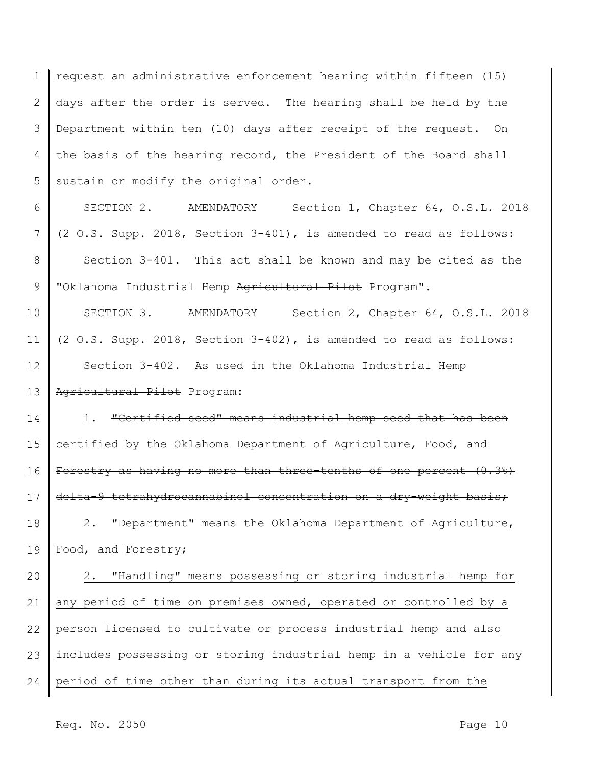request an administrative enforcement hearing within fifteen (15) days after the order is served. The hearing shall be held by the Department within ten (10) days after receipt of the request. On the basis of the hearing record, the President of the Board shall sustain or modify the original order.

SECTION 2. AMENDATORY Section 1, Chapter 64, O.S.L. 2018 (2 O.S. Supp. 2018, Section 3-401), is amended to read as follows:

Section 3-401. This act shall be known and may be cited as the "Oklahoma Industrial Hemp ~~Agricultural Pilot~~ Program".

SECTION 3. AMENDATORY Section 2, Chapter 64, O.S.L. 2018 (2 O.S. Supp. 2018, Section 3-402), is amended to read as follows:

Section 3-402. As used in the Oklahoma Industrial Hemp ~~Agricultural Pilot~~ Program:

1. ~~"Certified seed" means industrial hemp seed that has been certified by the Oklahoma Department of Agriculture, Food, and Forestry as having no more than three-tenths of one percent (0.3%) delta-9 tetrahydrocannabinol concentration on a dry-weight basis;~~

~~2.~~ "Department" means the Oklahoma Department of Agriculture, Food, and Forestry;

<u>2. "Handling" means possessing or storing industrial hemp for any period of time on premises owned, operated or controlled by a person licensed to cultivate or process industrial hemp and also includes possessing or storing industrial hemp in a vehicle for any period of time other than during its actual transport from the</u>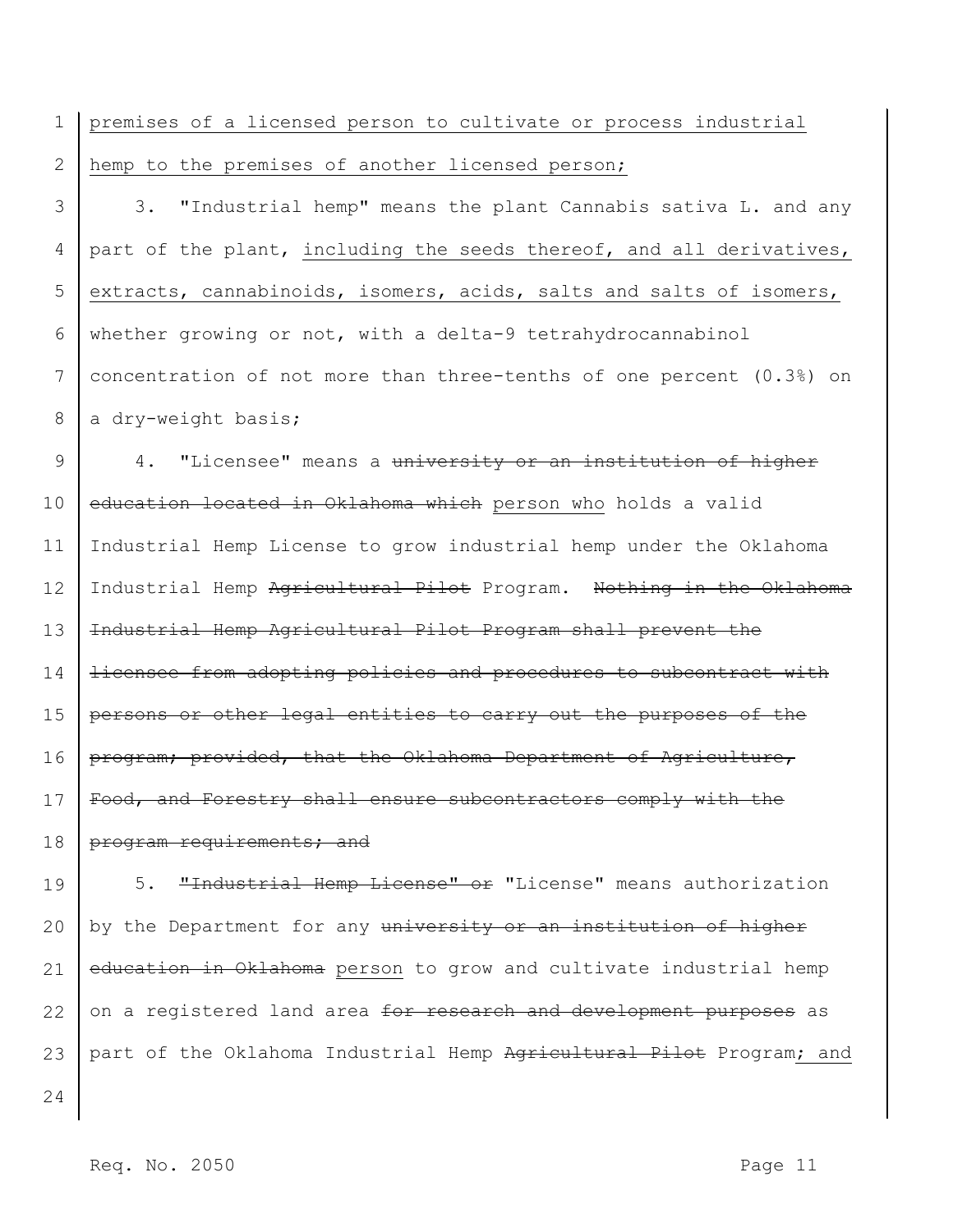premises of a licensed person to cultivate or process industrial hemp to the premises of another licensed person;

3. "Industrial hemp" means the plant Cannabis sativa L. and any part of the plant, including the seeds thereof, and all derivatives, extracts, cannabinoids, isomers, acids, salts and salts of isomers, whether growing or not, with a delta-9 tetrahydrocannabinol concentration of not more than three-tenths of one percent (0.3%) on a dry-weight basis;

4. "Licensee" means a ~~university or an institution of higher education located in Oklahoma which~~ person who holds a valid Industrial Hemp License to grow industrial hemp under the Oklahoma Industrial Hemp ~~Agricultural Pilot~~ Program. ~~Nothing in the Oklahoma Industrial Hemp Agricultural Pilot Program shall prevent the licensee from adopting policies and procedures to subcontract with persons or other legal entities to carry out the purposes of the program; provided, that the Oklahoma Department of Agriculture, Food, and Forestry shall ensure subcontractors comply with the program requirements; and~~

5. ~~"Industrial Hemp License" or~~ "License" means authorization by the Department for any ~~university or an institution of higher education in Oklahoma~~ person to grow and cultivate industrial hemp on a registered land area ~~for research and development purposes~~ as part of the Oklahoma Industrial Hemp ~~Agricultural Pilot~~ Program; and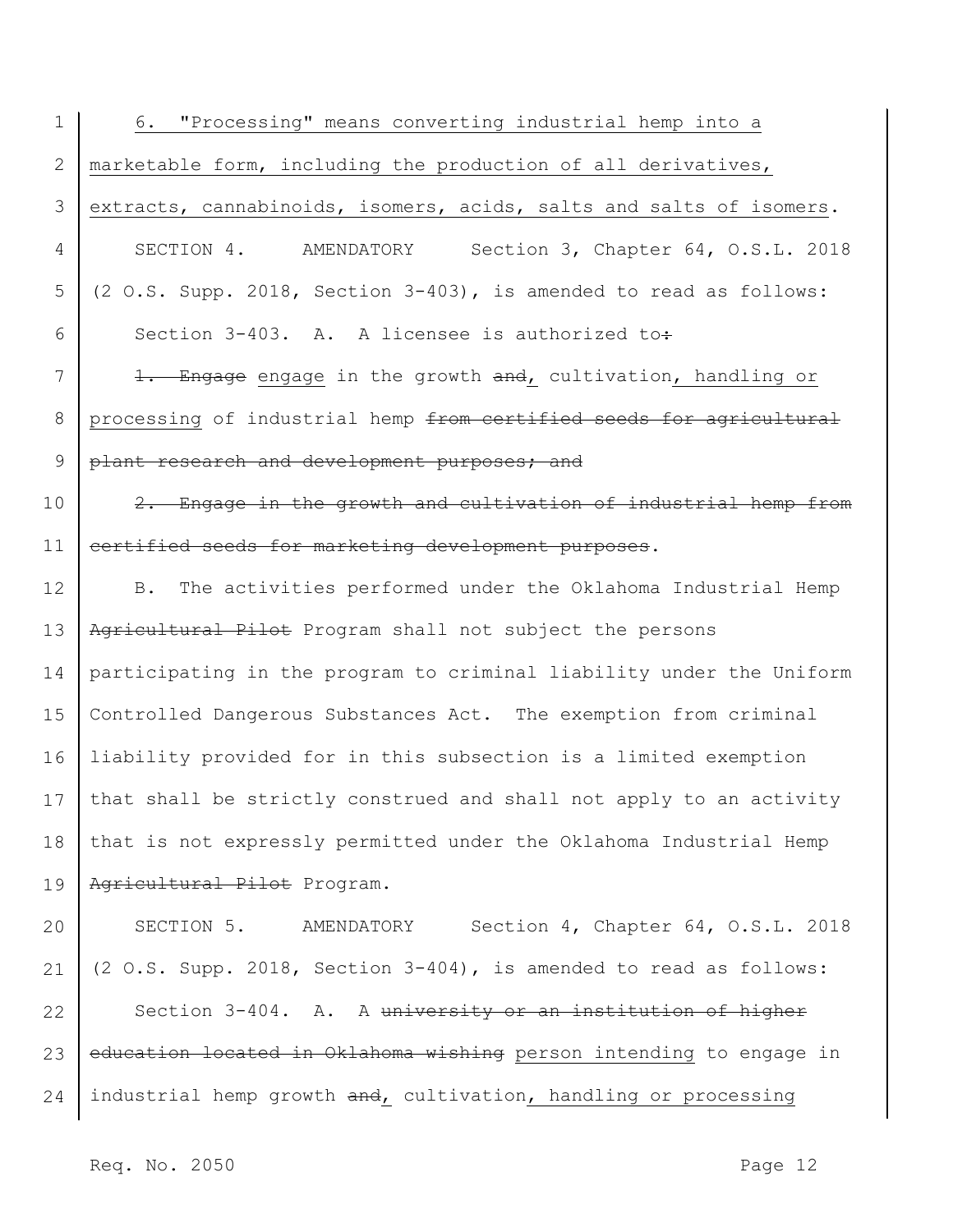<u>6. "Processing" means converting industrial hemp into a marketable form, including the production of all derivatives, extracts, cannabinoids, isomers, acids, salts and salts of isomers</u>.

SECTION 4. AMENDATORY Section 3, Chapter 64, O.S.L. 2018 (2 O.S. Supp. 2018, Section 3-403), is amended to read as follows:

Section 3-403. A. A licensee is authorized to~~:~~

~~1. Engage~~ <u>engage</u> in the growth ~~and~~<u>,</u> cultivation<u>, handling or processing</u> of industrial hemp ~~from certified seeds for agricultural plant research and development purposes; and~~

~~2. Engage in the growth and cultivation of industrial hemp from certified seeds for marketing development purposes~~.

B. The activities performed under the Oklahoma Industrial Hemp ~~Agricultural Pilot~~ Program shall not subject the persons participating in the program to criminal liability under the Uniform Controlled Dangerous Substances Act. The exemption from criminal liability provided for in this subsection is a limited exemption that shall be strictly construed and shall not apply to an activity that is not expressly permitted under the Oklahoma Industrial Hemp ~~Agricultural Pilot~~ Program.

SECTION 5. AMENDATORY Section 4, Chapter 64, O.S.L. 2018 (2 O.S. Supp. 2018, Section 3-404), is amended to read as follows:

Section 3-404. A. A ~~university or an institution of higher education located in Oklahoma wishing~~ <u>person intending</u> to engage in industrial hemp growth ~~and~~<u>,</u> cultivation<u>, handling or processing</u>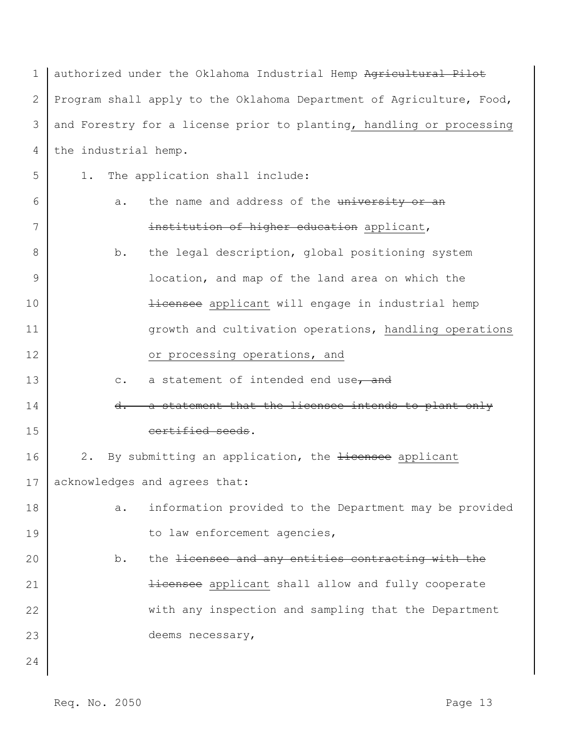authorized under the Oklahoma Industrial Hemp ~~Agricultural Pilot~~ Program shall apply to the Oklahoma Department of Agriculture, Food, and Forestry for a license prior to planting<u>, handling or processing</u> the industrial hemp.

1. The application shall include:

   a. the name and address of the ~~university or an institution of higher education~~ <u>applicant</u>,

   b. the legal description, global positioning system location, and map of the land area on which the ~~licensee~~ <u>applicant</u> will engage in industrial hemp growth and cultivation operations, <u>handling operations or processing operations, and</u>

   c. a statement of intended end use~~, and~~

   ~~d. a statement that the licensee intends to plant only certified seeds~~.

2. By submitting an application, the ~~licensee~~ <u>applicant</u> acknowledges and agrees that:

   a. information provided to the Department may be provided to law enforcement agencies,

   b. the ~~licensee and any entities contracting with the licensee~~ <u>applicant</u> shall allow and fully cooperate with any inspection and sampling that the Department deems necessary,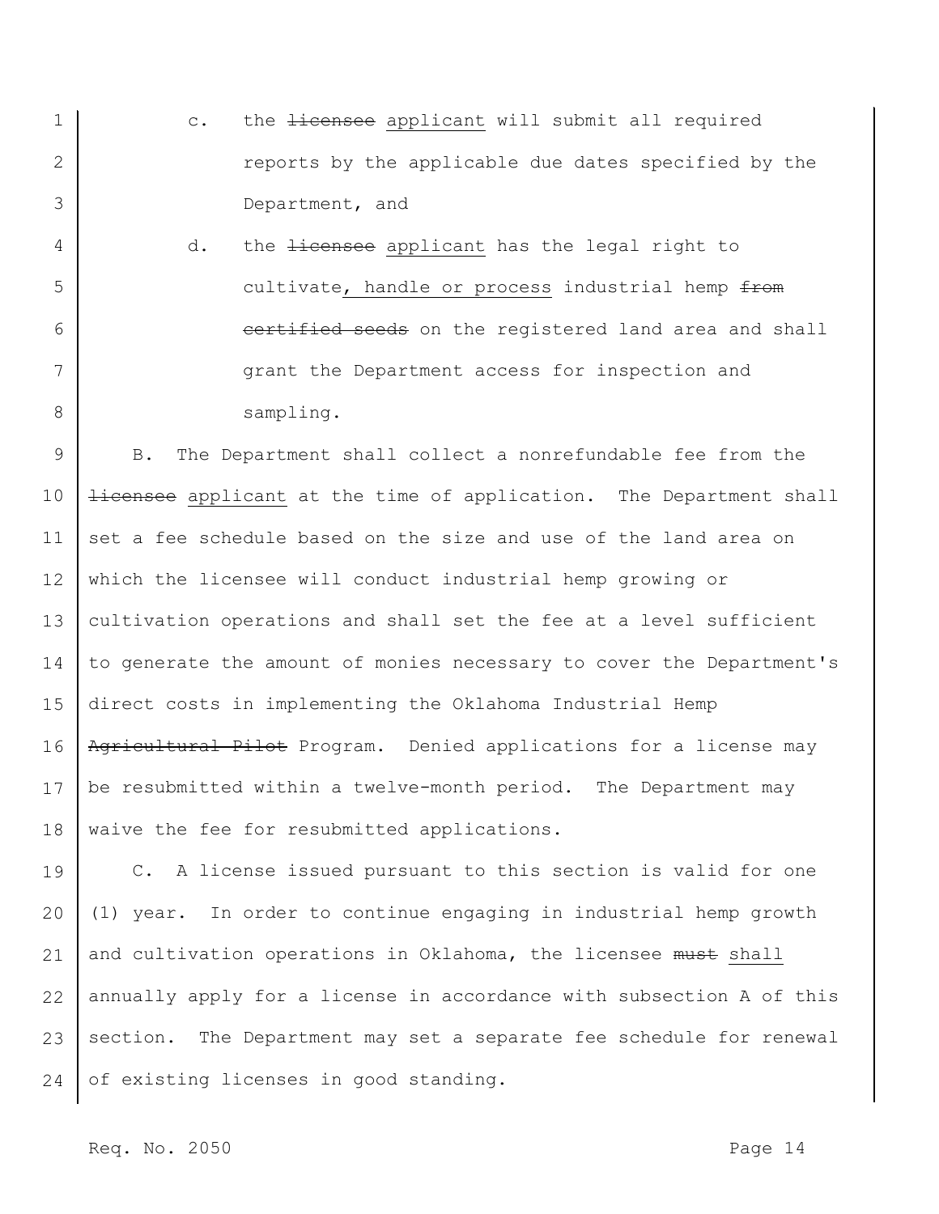c. the ~~licensee~~ applicant will submit all required reports by the applicable due dates specified by the Department, and

d. the ~~licensee~~ applicant has the legal right to cultivate, handle or process industrial hemp ~~from certified seeds~~ on the registered land area and shall grant the Department access for inspection and sampling.

B. The Department shall collect a nonrefundable fee from the ~~licensee~~ applicant at the time of application. The Department shall set a fee schedule based on the size and use of the land area on which the licensee will conduct industrial hemp growing or cultivation operations and shall set the fee at a level sufficient to generate the amount of monies necessary to cover the Department's direct costs in implementing the Oklahoma Industrial Hemp ~~Agricultural Pilot~~ Program. Denied applications for a license may be resubmitted within a twelve-month period. The Department may waive the fee for resubmitted applications.

C. A license issued pursuant to this section is valid for one (1) year. In order to continue engaging in industrial hemp growth and cultivation operations in Oklahoma, the licensee ~~must~~ shall annually apply for a license in accordance with subsection A of this section. The Department may set a separate fee schedule for renewal of existing licenses in good standing.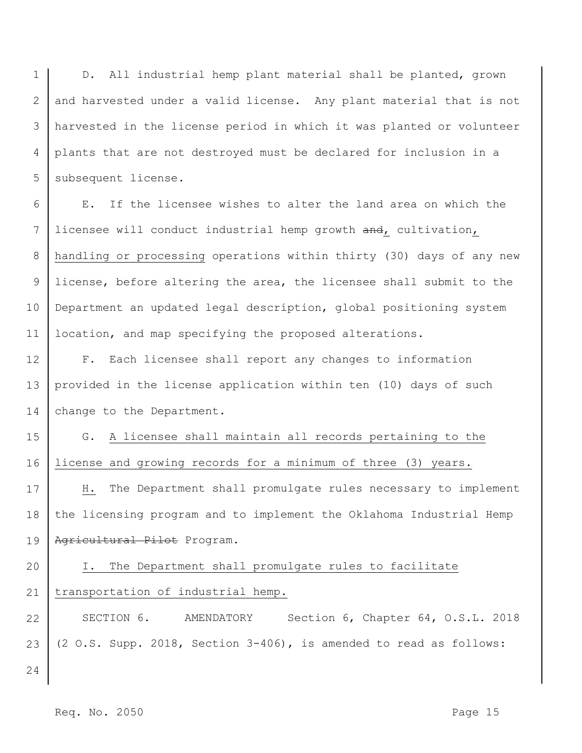D. All industrial hemp plant material shall be planted, grown and harvested under a valid license. Any plant material that is not harvested in the license period in which it was planted or volunteer plants that are not destroyed must be declared for inclusion in a subsequent license.

E. If the licensee wishes to alter the land area on which the licensee will conduct industrial hemp growth ~~and~~, cultivation, handling or processing operations within thirty (30) days of any new license, before altering the area, the licensee shall submit to the Department an updated legal description, global positioning system location, and map specifying the proposed alterations.

F. Each licensee shall report any changes to information provided in the license application within ten (10) days of such change to the Department.

G. A licensee shall maintain all records pertaining to the license and growing records for a minimum of three (3) years.

H. The Department shall promulgate rules necessary to implement the licensing program and to implement the Oklahoma Industrial Hemp ~~Agricultural Pilot~~ Program.

I. The Department shall promulgate rules to facilitate transportation of industrial hemp.

SECTION 6. AMENDATORY Section 6, Chapter 64, O.S.L. 2018 (2 O.S. Supp. 2018, Section 3-406), is amended to read as follows: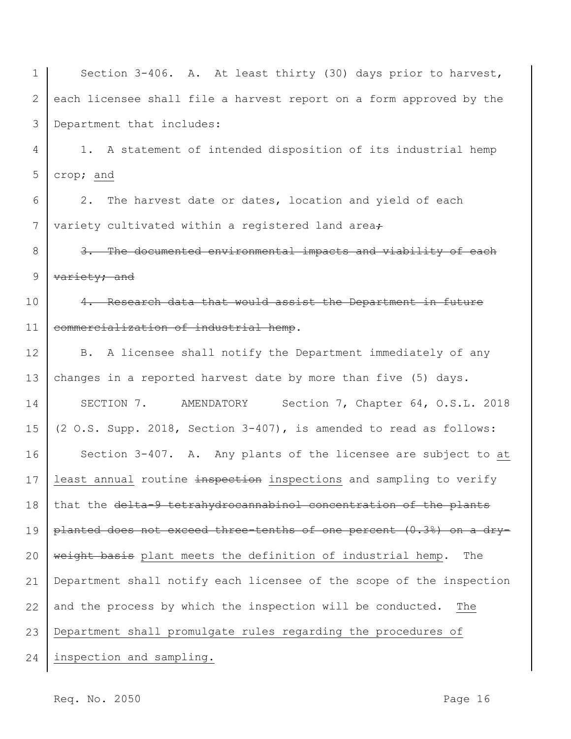Section 3-406. A. At least thirty (30) days prior to harvest, each licensee shall file a harvest report on a form approved by the Department that includes:

1. A statement of intended disposition of its industrial hemp crop; <u>and</u>

2. The harvest date or dates, location and yield of each variety cultivated within a registered land area~~;~~

~~3. The documented environmental impacts and viability of each variety; and~~

~~4. Research data that would assist the Department in future commercialization of industrial hemp~~.

B. A licensee shall notify the Department immediately of any changes in a reported harvest date by more than five (5) days.

SECTION 7. AMENDATORY Section 7, Chapter 64, O.S.L. 2018 (2 O.S. Supp. 2018, Section 3-407), is amended to read as follows:

Section 3-407. A. Any plants of the licensee are subject to <u>at least annual</u> routine ~~inspection~~ <u>inspections</u> and sampling to verify that the ~~delta-9 tetrahydrocannabinol concentration of the plants planted does not exceed three-tenths of one percent (0.3%) on a dry-weight basis~~ <u>plant meets the definition of industrial hemp</u>. The Department shall notify each licensee of the scope of the inspection and the process by which the inspection will be conducted. <u>The Department shall promulgate rules regarding the procedures of inspection and sampling.</u>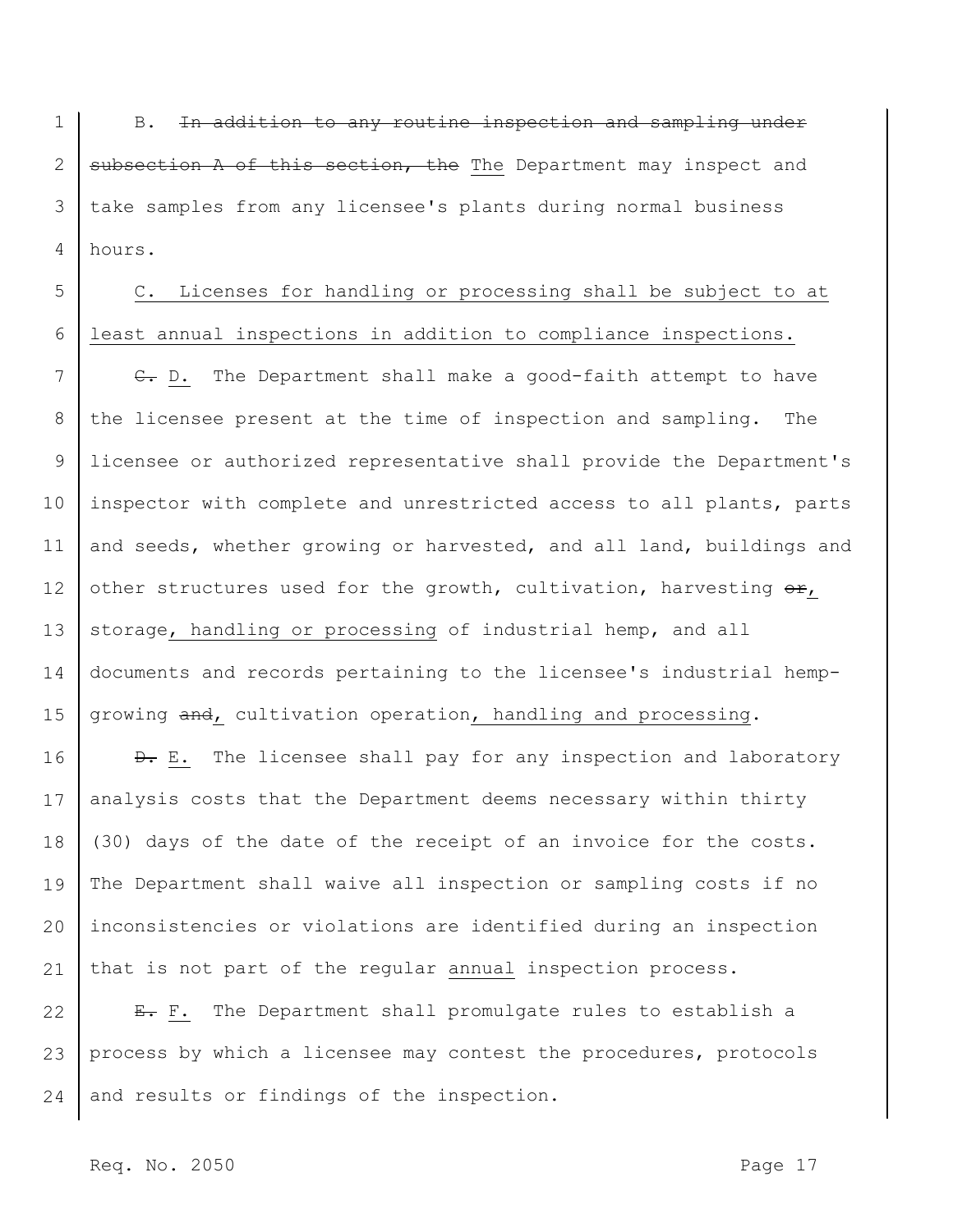B. ~~In addition to any routine inspection and sampling under subsection A of this section, the~~ <u>The</u> Department may inspect and take samples from any licensee's plants during normal business hours.

<u>C. Licenses for handling or processing shall be subject to at least annual inspections in addition to compliance inspections.</u>

~~C.~~ <u>D.</u> The Department shall make a good-faith attempt to have the licensee present at the time of inspection and sampling. The licensee or authorized representative shall provide the Department's inspector with complete and unrestricted access to all plants, parts and seeds, whether growing or harvested, and all land, buildings and other structures used for the growth, cultivation, harvesting ~~or~~<u>,</u> storage<u>, handling or processing</u> of industrial hemp, and all documents and records pertaining to the licensee's industrial hemp-growing ~~and~~<u>,</u> cultivation operation<u>, handling and processing</u>.

~~D.~~ <u>E.</u> The licensee shall pay for any inspection and laboratory analysis costs that the Department deems necessary within thirty (30) days of the date of the receipt of an invoice for the costs. The Department shall waive all inspection or sampling costs if no inconsistencies or violations are identified during an inspection that is not part of the regular <u>annual</u> inspection process.

~~E.~~ <u>F.</u> The Department shall promulgate rules to establish a process by which a licensee may contest the procedures, protocols and results or findings of the inspection.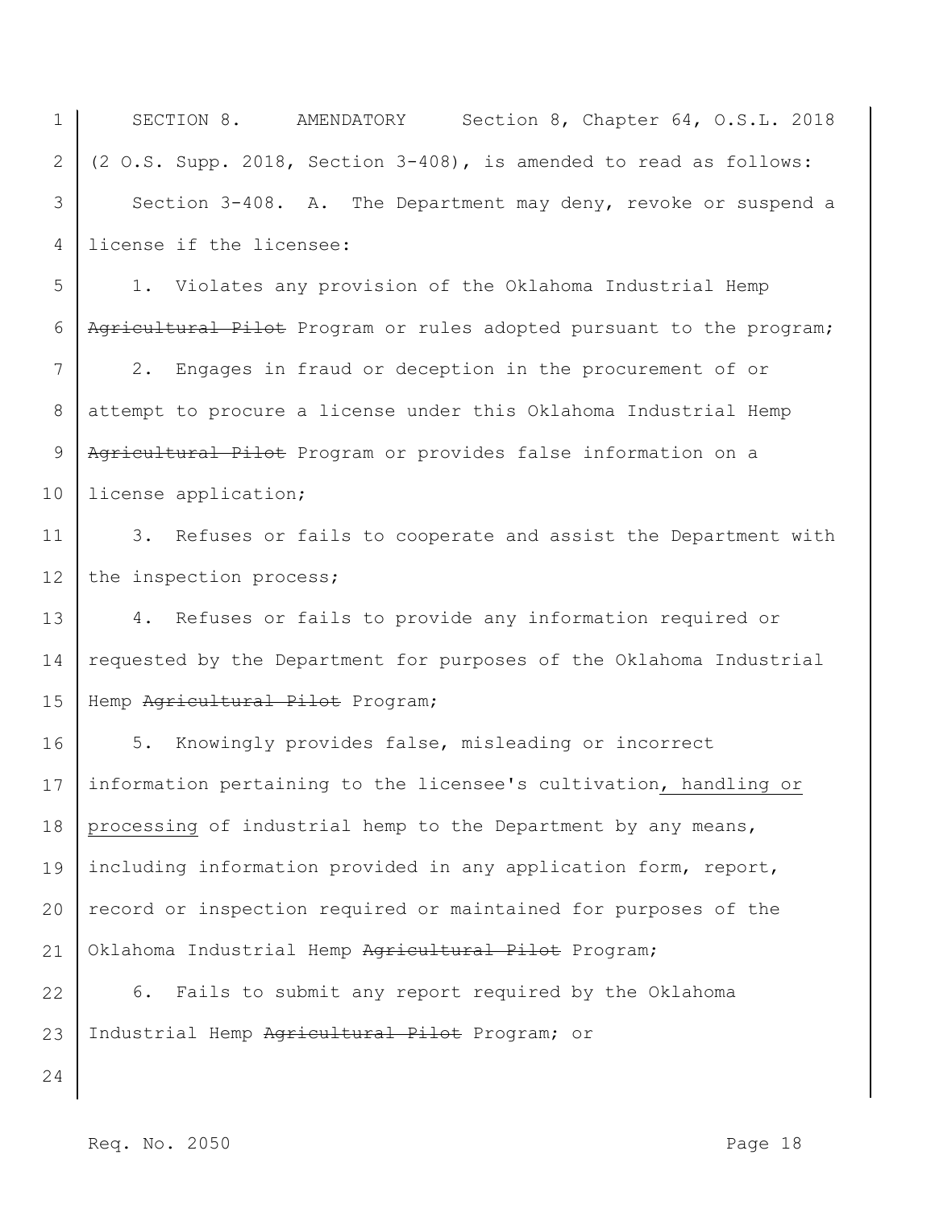SECTION 8. AMENDATORY Section 8, Chapter 64, O.S.L. 2018 (2 O.S. Supp. 2018, Section 3-408), is amended to read as follows:

Section 3-408. A. The Department may deny, revoke or suspend a license if the licensee:

1. Violates any provision of the Oklahoma Industrial Hemp ~~Agricultural Pilot~~ Program or rules adopted pursuant to the program;

2. Engages in fraud or deception in the procurement of or attempt to procure a license under this Oklahoma Industrial Hemp ~~Agricultural Pilot~~ Program or provides false information on a license application;

3. Refuses or fails to cooperate and assist the Department with the inspection process;

4. Refuses or fails to provide any information required or requested by the Department for purposes of the Oklahoma Industrial Hemp ~~Agricultural Pilot~~ Program;

5. Knowingly provides false, misleading or incorrect information pertaining to the licensee's cultivation<u>, handling or processing</u> of industrial hemp to the Department by any means, including information provided in any application form, report, record or inspection required or maintained for purposes of the Oklahoma Industrial Hemp ~~Agricultural Pilot~~ Program;

6. Fails to submit any report required by the Oklahoma Industrial Hemp ~~Agricultural Pilot~~ Program; or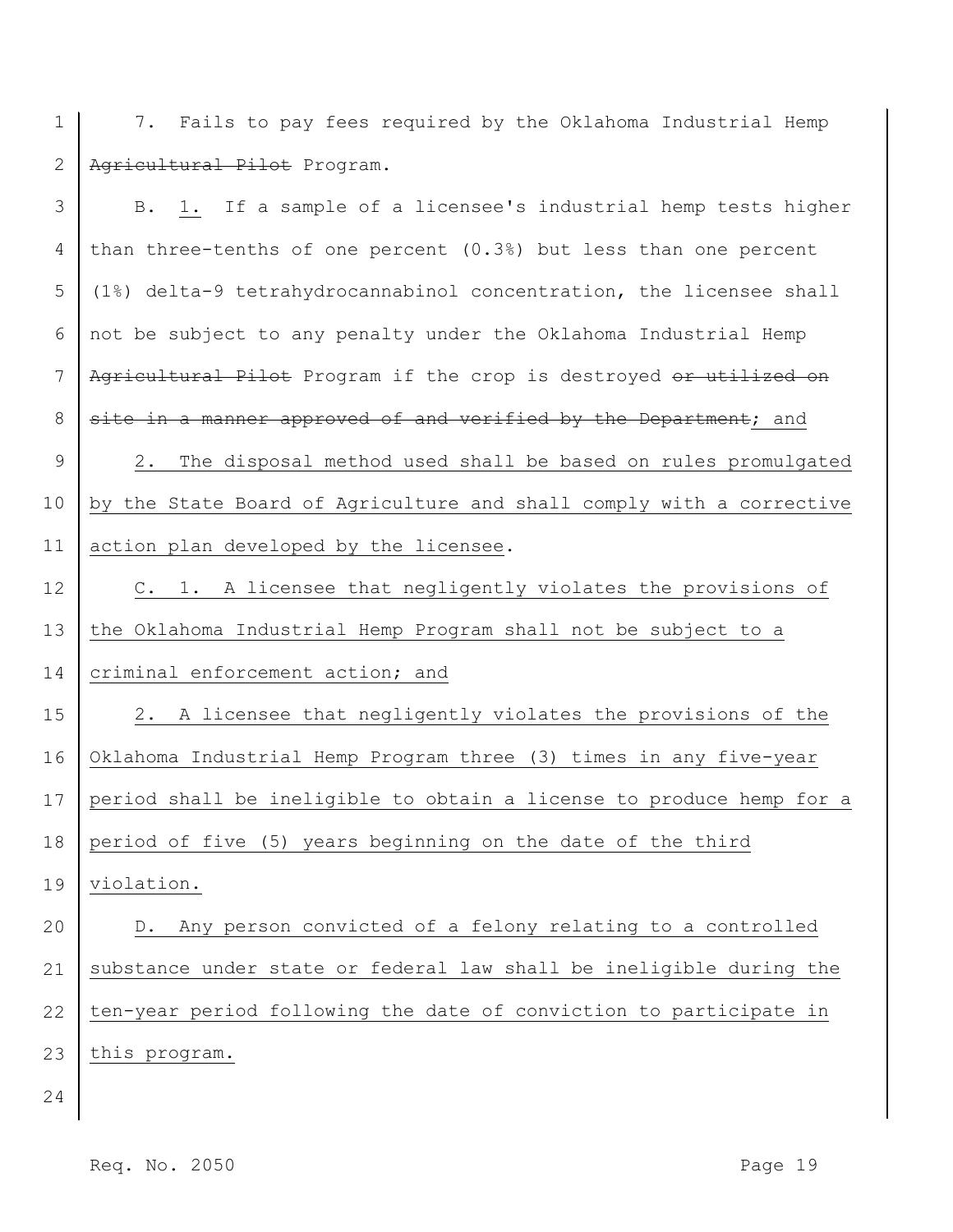7. Fails to pay fees required by the Oklahoma Industrial Hemp ~~Agricultural Pilot~~ Program.

B. 1. If a sample of a licensee's industrial hemp tests higher than three-tenths of one percent (0.3%) but less than one percent (1%) delta-9 tetrahydrocannabinol concentration, the licensee shall not be subject to any penalty under the Oklahoma Industrial Hemp ~~Agricultural Pilot~~ Program if the crop is destroyed ~~or utilized on site in a manner approved of and verified by the Department~~; and

2. The disposal method used shall be based on rules promulgated by the State Board of Agriculture and shall comply with a corrective action plan developed by the licensee.

C. 1. A licensee that negligently violates the provisions of the Oklahoma Industrial Hemp Program shall not be subject to a criminal enforcement action; and

2. A licensee that negligently violates the provisions of the Oklahoma Industrial Hemp Program three (3) times in any five-year period shall be ineligible to obtain a license to produce hemp for a period of five (5) years beginning on the date of the third violation.

D. Any person convicted of a felony relating to a controlled substance under state or federal law shall be ineligible during the ten-year period following the date of conviction to participate in this program.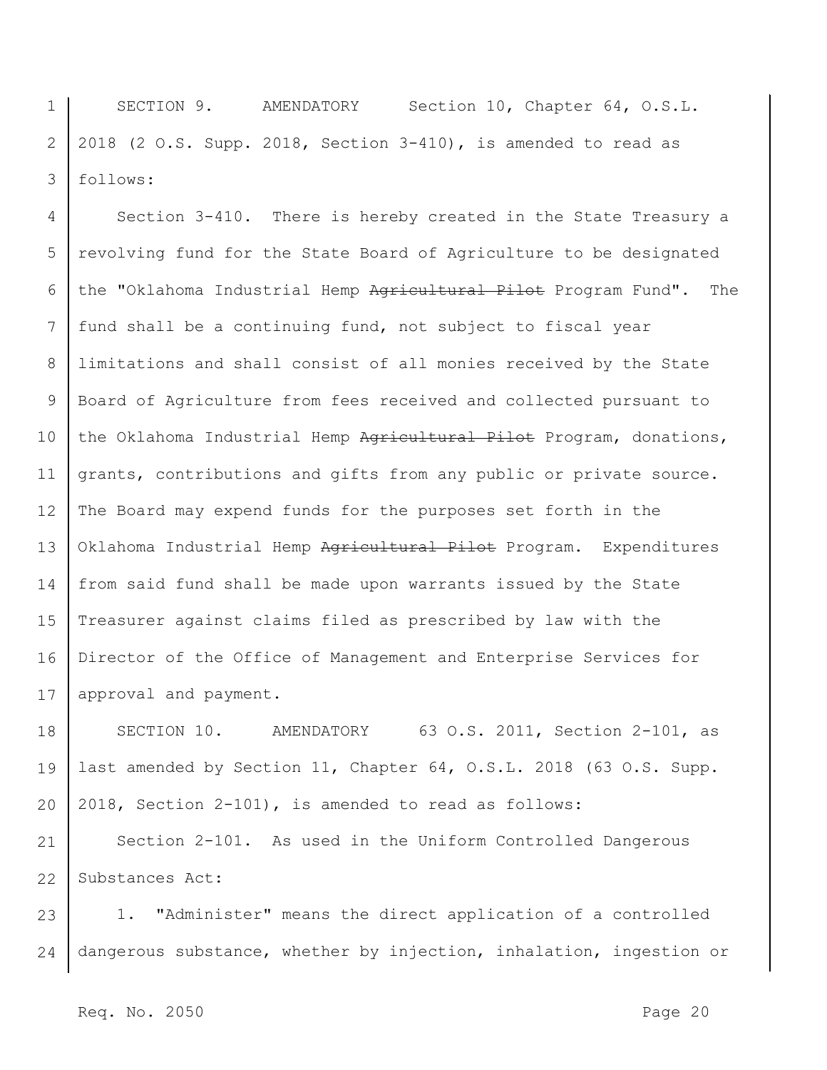SECTION 9. AMENDATORY Section 10, Chapter 64, O.S.L. 2018 (2 O.S. Supp. 2018, Section 3-410), is amended to read as follows:

Section 3-410. There is hereby created in the State Treasury a revolving fund for the State Board of Agriculture to be designated the "Oklahoma Industrial Hemp ~~Agricultural Pilot~~ Program Fund". The fund shall be a continuing fund, not subject to fiscal year limitations and shall consist of all monies received by the State Board of Agriculture from fees received and collected pursuant to the Oklahoma Industrial Hemp ~~Agricultural Pilot~~ Program, donations, grants, contributions and gifts from any public or private source. The Board may expend funds for the purposes set forth in the Oklahoma Industrial Hemp ~~Agricultural Pilot~~ Program. Expenditures from said fund shall be made upon warrants issued by the State Treasurer against claims filed as prescribed by law with the Director of the Office of Management and Enterprise Services for approval and payment.

SECTION 10. AMENDATORY 63 O.S. 2011, Section 2-101, as last amended by Section 11, Chapter 64, O.S.L. 2018 (63 O.S. Supp. 2018, Section 2-101), is amended to read as follows:

Section 2-101. As used in the Uniform Controlled Dangerous Substances Act:

1. "Administer" means the direct application of a controlled dangerous substance, whether by injection, inhalation, ingestion or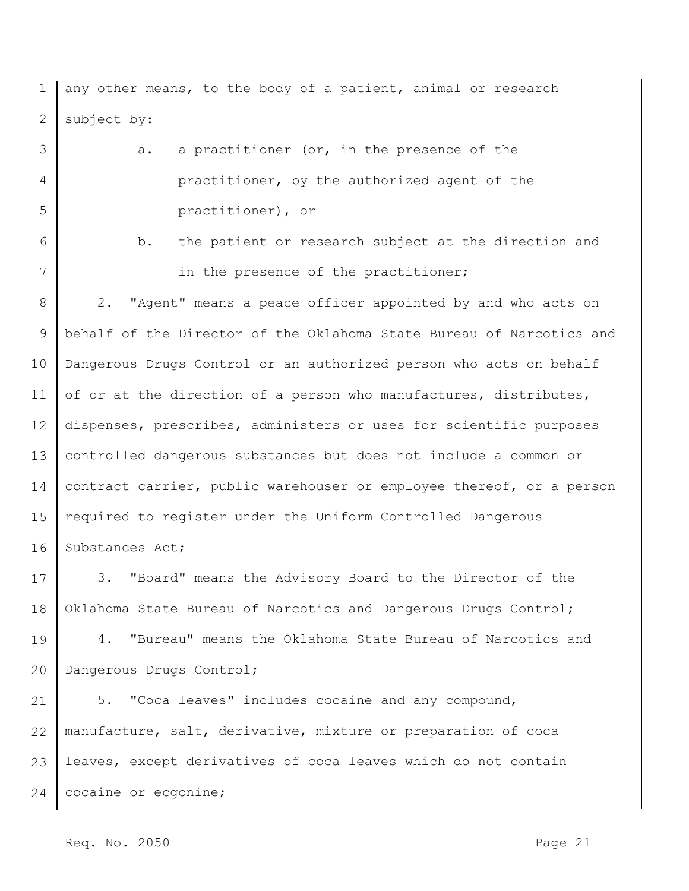any other means, to the body of a patient, animal or research subject by:

a. a practitioner (or, in the presence of the practitioner, by the authorized agent of the practitioner), or

b. the patient or research subject at the direction and in the presence of the practitioner;

2. "Agent" means a peace officer appointed by and who acts on behalf of the Director of the Oklahoma State Bureau of Narcotics and Dangerous Drugs Control or an authorized person who acts on behalf of or at the direction of a person who manufactures, distributes, dispenses, prescribes, administers or uses for scientific purposes controlled dangerous substances but does not include a common or contract carrier, public warehouser or employee thereof, or a person required to register under the Uniform Controlled Dangerous Substances Act;

3. "Board" means the Advisory Board to the Director of the Oklahoma State Bureau of Narcotics and Dangerous Drugs Control;

4. "Bureau" means the Oklahoma State Bureau of Narcotics and Dangerous Drugs Control;

5. "Coca leaves" includes cocaine and any compound, manufacture, salt, derivative, mixture or preparation of coca leaves, except derivatives of coca leaves which do not contain cocaine or ecgonine;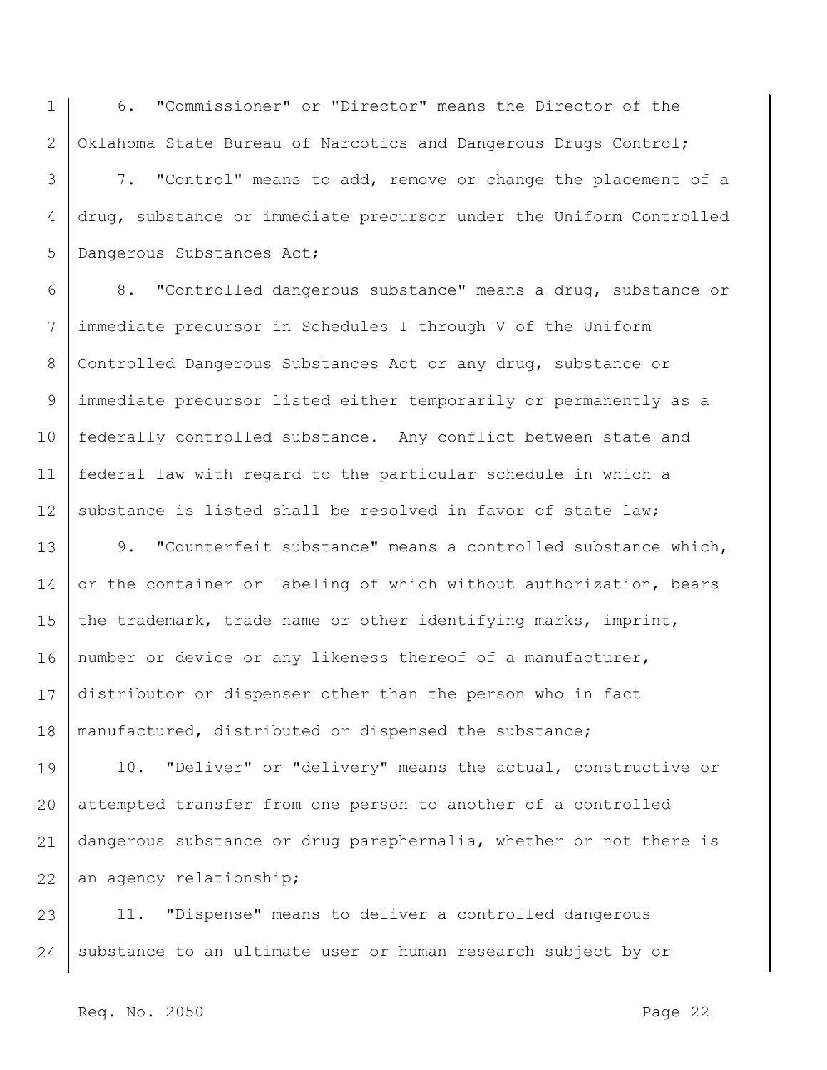6. "Commissioner" or "Director" means the Director of the Oklahoma State Bureau of Narcotics and Dangerous Drugs Control;

7. "Control" means to add, remove or change the placement of a drug, substance or immediate precursor under the Uniform Controlled Dangerous Substances Act;

8. "Controlled dangerous substance" means a drug, substance or immediate precursor in Schedules I through V of the Uniform Controlled Dangerous Substances Act or any drug, substance or immediate precursor listed either temporarily or permanently as a federally controlled substance. Any conflict between state and federal law with regard to the particular schedule in which a substance is listed shall be resolved in favor of state law;

9. "Counterfeit substance" means a controlled substance which, or the container or labeling of which without authorization, bears the trademark, trade name or other identifying marks, imprint, number or device or any likeness thereof of a manufacturer, distributor or dispenser other than the person who in fact manufactured, distributed or dispensed the substance;

10. "Deliver" or "delivery" means the actual, constructive or attempted transfer from one person to another of a controlled dangerous substance or drug paraphernalia, whether or not there is an agency relationship;

11. "Dispense" means to deliver a controlled dangerous substance to an ultimate user or human research subject by or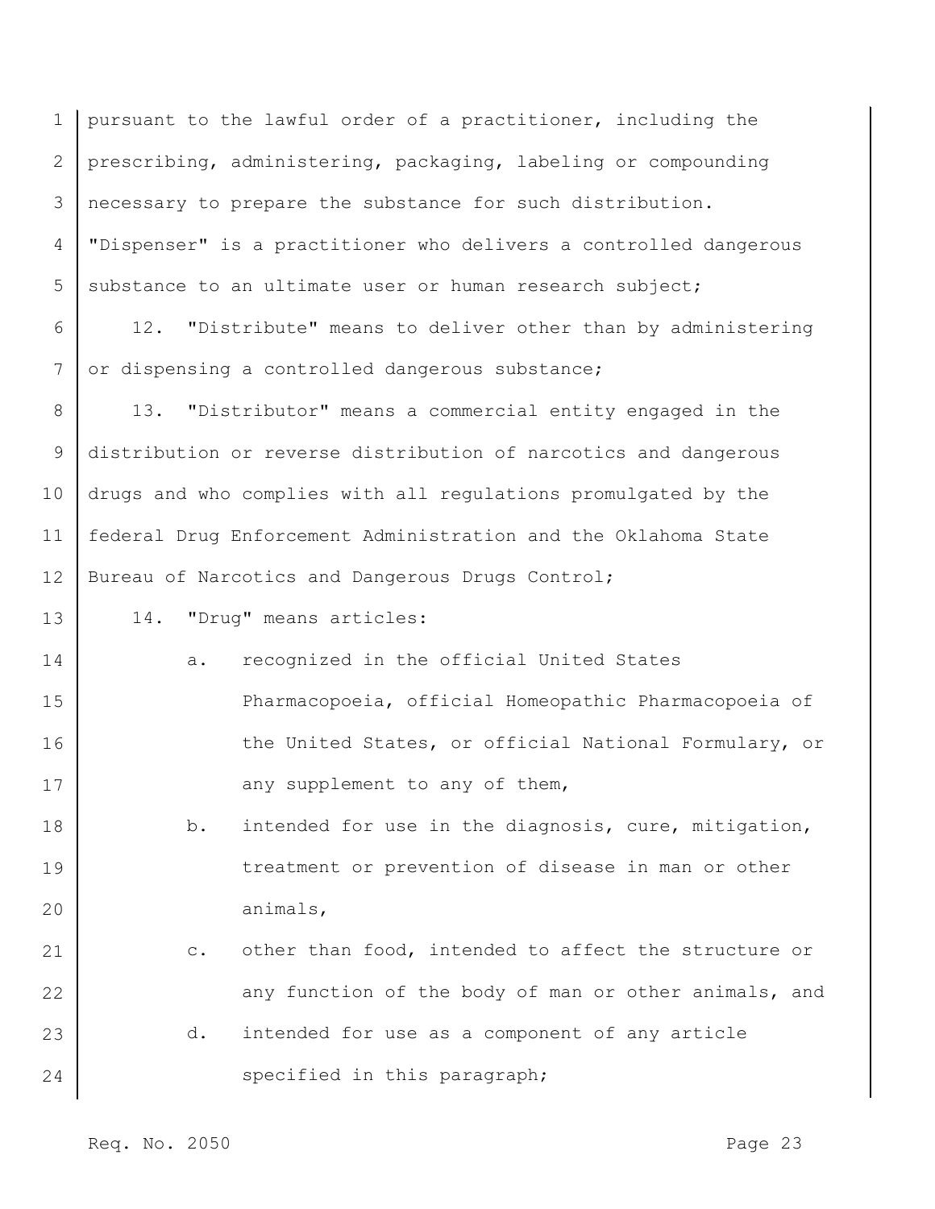pursuant to the lawful order of a practitioner, including the prescribing, administering, packaging, labeling or compounding necessary to prepare the substance for such distribution. "Dispenser" is a practitioner who delivers a controlled dangerous substance to an ultimate user or human research subject;

12. "Distribute" means to deliver other than by administering or dispensing a controlled dangerous substance;

13. "Distributor" means a commercial entity engaged in the distribution or reverse distribution of narcotics and dangerous drugs and who complies with all regulations promulgated by the federal Drug Enforcement Administration and the Oklahoma State Bureau of Narcotics and Dangerous Drugs Control;

14. "Drug" means articles:

a. recognized in the official United States Pharmacopoeia, official Homeopathic Pharmacopoeia of the United States, or official National Formulary, or any supplement to any of them,

b. intended for use in the diagnosis, cure, mitigation, treatment or prevention of disease in man or other animals,

c. other than food, intended to affect the structure or any function of the body of man or other animals, and

d. intended for use as a component of any article specified in this paragraph;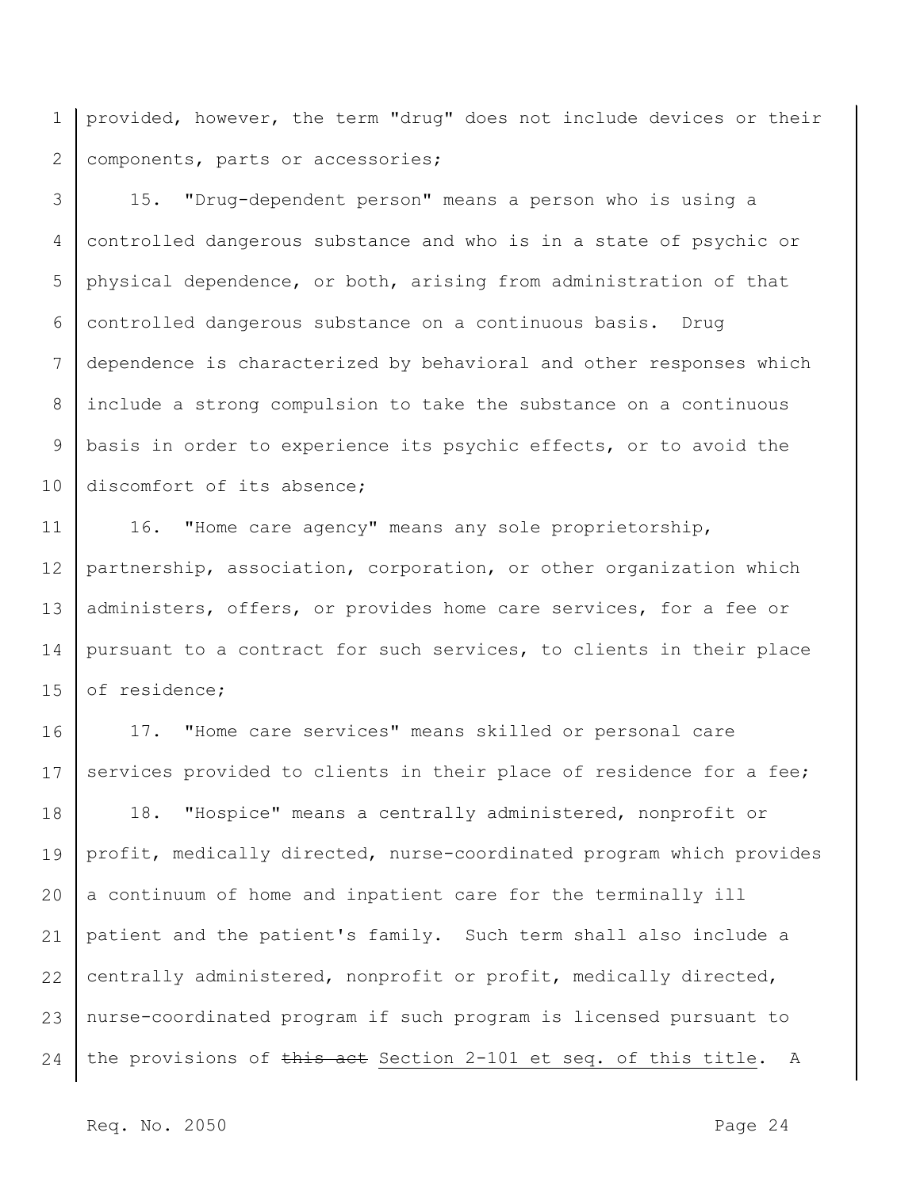provided, however, the term "drug" does not include devices or their components, parts or accessories;

15. "Drug-dependent person" means a person who is using a controlled dangerous substance and who is in a state of psychic or physical dependence, or both, arising from administration of that controlled dangerous substance on a continuous basis. Drug dependence is characterized by behavioral and other responses which include a strong compulsion to take the substance on a continuous basis in order to experience its psychic effects, or to avoid the discomfort of its absence;

16. "Home care agency" means any sole proprietorship, partnership, association, corporation, or other organization which administers, offers, or provides home care services, for a fee or pursuant to a contract for such services, to clients in their place of residence;

17. "Home care services" means skilled or personal care services provided to clients in their place of residence for a fee;

18. "Hospice" means a centrally administered, nonprofit or profit, medically directed, nurse-coordinated program which provides a continuum of home and inpatient care for the terminally ill patient and the patient's family. Such term shall also include a centrally administered, nonprofit or profit, medically directed, nurse-coordinated program if such program is licensed pursuant to the provisions of ~~this act~~ Section 2-101 et seq. of this title. A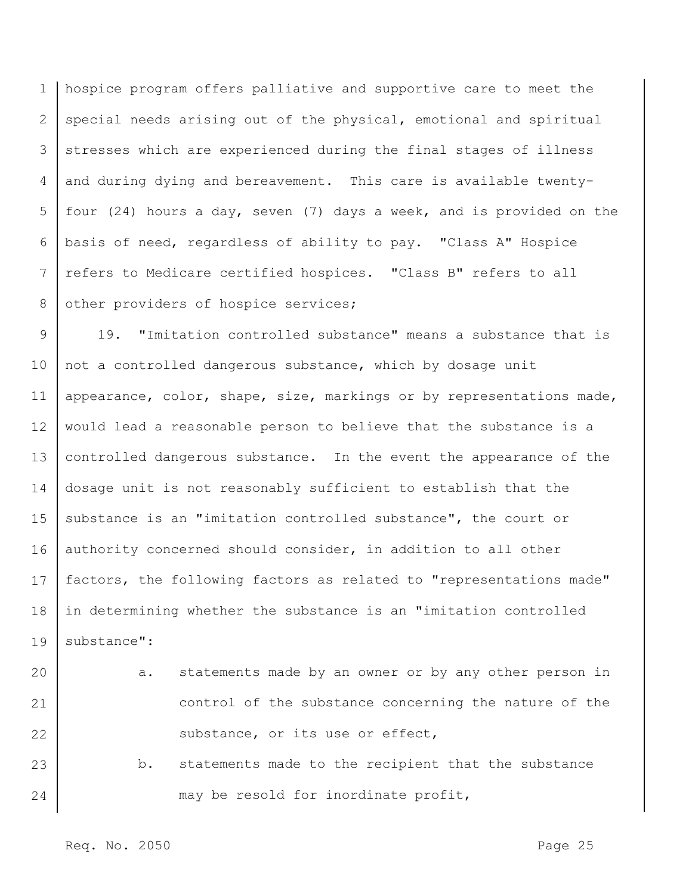hospice program offers palliative and supportive care to meet the special needs arising out of the physical, emotional and spiritual stresses which are experienced during the final stages of illness and during dying and bereavement. This care is available twenty-four (24) hours a day, seven (7) days a week, and is provided on the basis of need, regardless of ability to pay. "Class A" Hospice refers to Medicare certified hospices. "Class B" refers to all other providers of hospice services;

19. "Imitation controlled substance" means a substance that is not a controlled dangerous substance, which by dosage unit appearance, color, shape, size, markings or by representations made, would lead a reasonable person to believe that the substance is a controlled dangerous substance. In the event the appearance of the dosage unit is not reasonably sufficient to establish that the substance is an "imitation controlled substance", the court or authority concerned should consider, in addition to all other factors, the following factors as related to "representations made" in determining whether the substance is an "imitation controlled substance":

a. statements made by an owner or by any other person in control of the substance concerning the nature of the substance, or its use or effect,

b. statements made to the recipient that the substance may be resold for inordinate profit,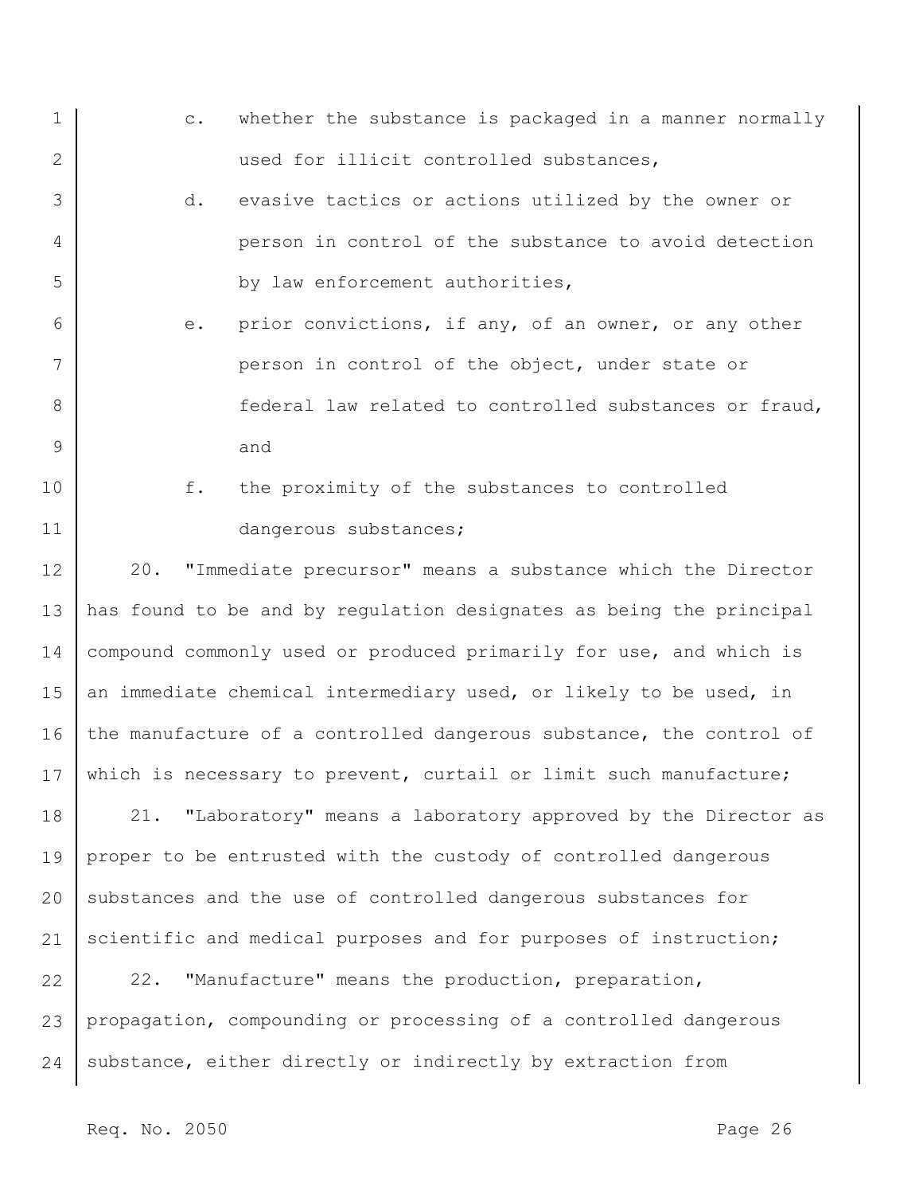c. whether the substance is packaged in a manner normally used for illicit controlled substances,

d. evasive tactics or actions utilized by the owner or person in control of the substance to avoid detection by law enforcement authorities,

e. prior convictions, if any, of an owner, or any other person in control of the object, under state or federal law related to controlled substances or fraud, and

f. the proximity of the substances to controlled dangerous substances;

20. "Immediate precursor" means a substance which the Director has found to be and by regulation designates as being the principal compound commonly used or produced primarily for use, and which is an immediate chemical intermediary used, or likely to be used, in the manufacture of a controlled dangerous substance, the control of which is necessary to prevent, curtail or limit such manufacture;

21. "Laboratory" means a laboratory approved by the Director as proper to be entrusted with the custody of controlled dangerous substances and the use of controlled dangerous substances for scientific and medical purposes and for purposes of instruction;

22. "Manufacture" means the production, preparation, propagation, compounding or processing of a controlled dangerous substance, either directly or indirectly by extraction from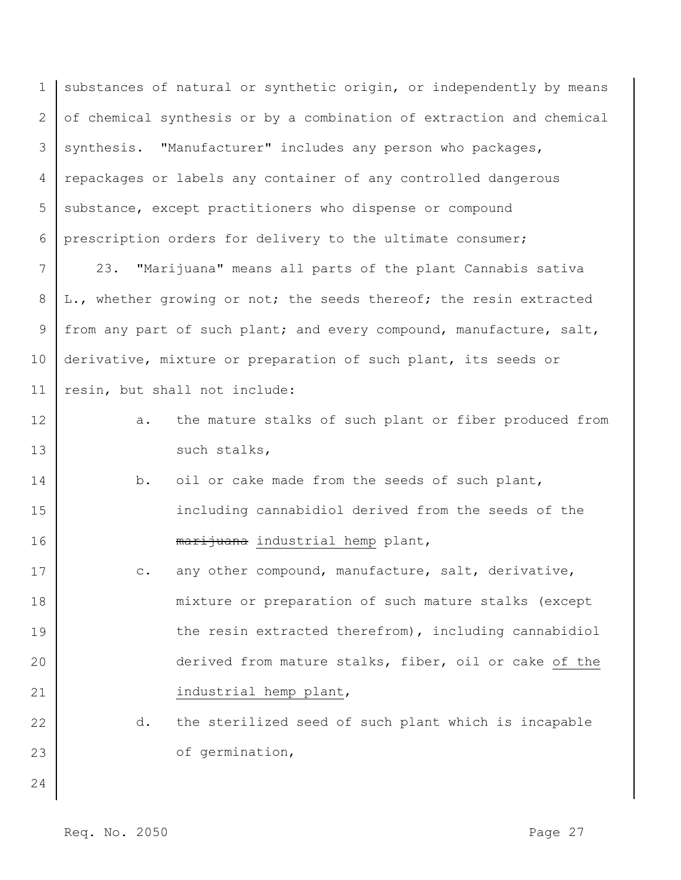substances of natural or synthetic origin, or independently by means of chemical synthesis or by a combination of extraction and chemical synthesis. "Manufacturer" includes any person who packages, repackages or labels any container of any controlled dangerous substance, except practitioners who dispense or compound prescription orders for delivery to the ultimate consumer;

23. "Marijuana" means all parts of the plant Cannabis sativa L., whether growing or not; the seeds thereof; the resin extracted from any part of such plant; and every compound, manufacture, salt, derivative, mixture or preparation of such plant, its seeds or resin, but shall not include:

a. the mature stalks of such plant or fiber produced from such stalks,

b. oil or cake made from the seeds of such plant, including cannabidiol derived from the seeds of the ~~marijuana~~ <u>industrial hemp</u> plant,

c. any other compound, manufacture, salt, derivative, mixture or preparation of such mature stalks (except the resin extracted therefrom), including cannabidiol derived from mature stalks, fiber, oil or cake <u>of the industrial hemp plant</u>,

d. the sterilized seed of such plant which is incapable of germination,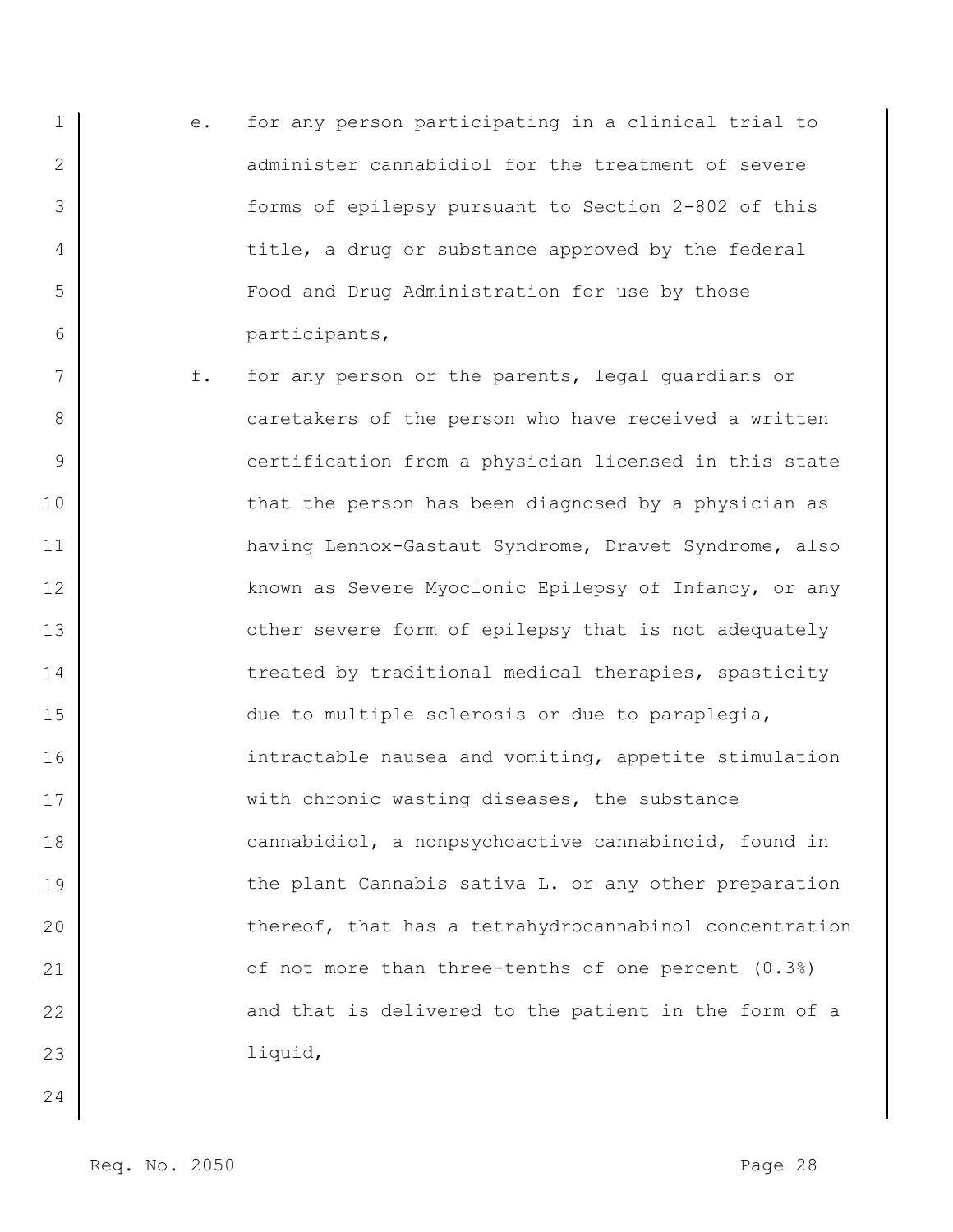e. for any person participating in a clinical trial to administer cannabidiol for the treatment of severe forms of epilepsy pursuant to Section 2-802 of this title, a drug or substance approved by the federal Food and Drug Administration for use by those participants,

f. for any person or the parents, legal guardians or caretakers of the person who have received a written certification from a physician licensed in this state that the person has been diagnosed by a physician as having Lennox-Gastaut Syndrome, Dravet Syndrome, also known as Severe Myoclonic Epilepsy of Infancy, or any other severe form of epilepsy that is not adequately treated by traditional medical therapies, spasticity due to multiple sclerosis or due to paraplegia, intractable nausea and vomiting, appetite stimulation with chronic wasting diseases, the substance cannabidiol, a nonpsychoactive cannabinoid, found in the plant Cannabis sativa L. or any other preparation thereof, that has a tetrahydrocannabinol concentration of not more than three-tenths of one percent (0.3%) and that is delivered to the patient in the form of a liquid,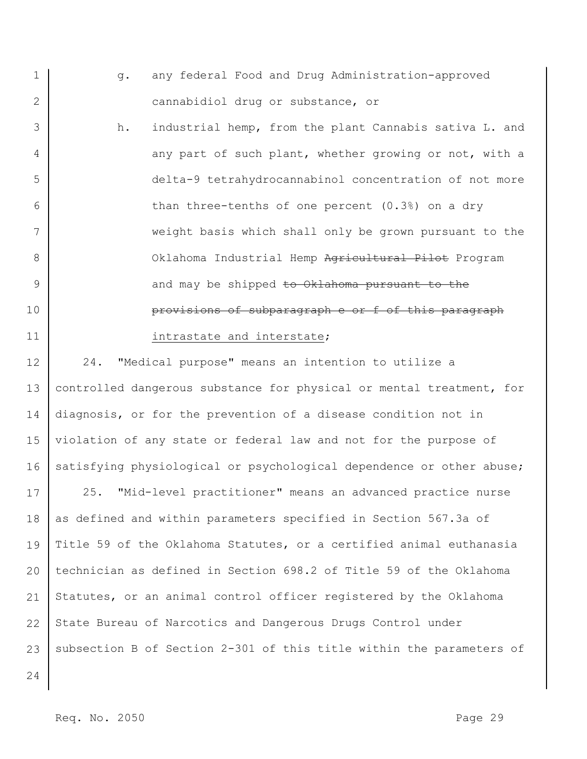g. any federal Food and Drug Administration-approved cannabidiol drug or substance, or

h. industrial hemp, from the plant Cannabis sativa L. and any part of such plant, whether growing or not, with a delta-9 tetrahydrocannabinol concentration of not more than three-tenths of one percent (0.3%) on a dry weight basis which shall only be grown pursuant to the Oklahoma Industrial Hemp ~~Agricultural Pilot~~ Program and may be shipped ~~to Oklahoma pursuant to the provisions of subparagraph e or f of this paragraph~~ <u>intrastate and interstate</u>;

24. "Medical purpose" means an intention to utilize a controlled dangerous substance for physical or mental treatment, for diagnosis, or for the prevention of a disease condition not in violation of any state or federal law and not for the purpose of satisfying physiological or psychological dependence or other abuse;

25. "Mid-level practitioner" means an advanced practice nurse as defined and within parameters specified in Section 567.3a of Title 59 of the Oklahoma Statutes, or a certified animal euthanasia technician as defined in Section 698.2 of Title 59 of the Oklahoma Statutes, or an animal control officer registered by the Oklahoma State Bureau of Narcotics and Dangerous Drugs Control under subsection B of Section 2-301 of this title within the parameters of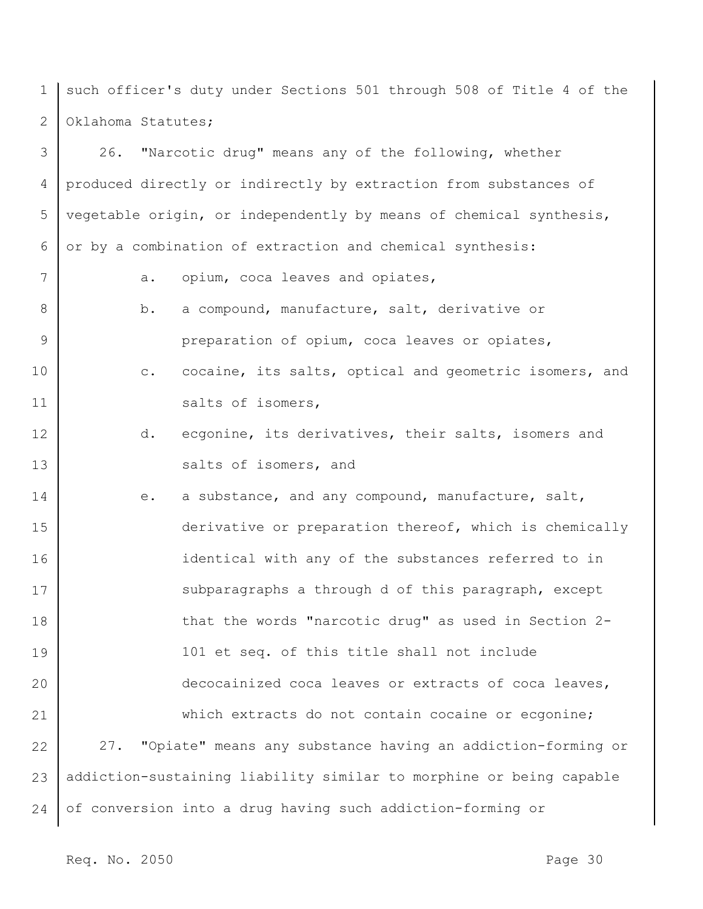such officer's duty under Sections 501 through 508 of Title 4 of the Oklahoma Statutes;

26. "Narcotic drug" means any of the following, whether produced directly or indirectly by extraction from substances of vegetable origin, or independently by means of chemical synthesis, or by a combination of extraction and chemical synthesis:

a. opium, coca leaves and opiates,

b. a compound, manufacture, salt, derivative or preparation of opium, coca leaves or opiates,

c. cocaine, its salts, optical and geometric isomers, and salts of isomers,

d. ecgonine, its derivatives, their salts, isomers and salts of isomers, and

e. a substance, and any compound, manufacture, salt, derivative or preparation thereof, which is chemically identical with any of the substances referred to in subparagraphs a through d of this paragraph, except that the words "narcotic drug" as used in Section 2-101 et seq. of this title shall not include decocainized coca leaves or extracts of coca leaves, which extracts do not contain cocaine or ecgonine;

27. "Opiate" means any substance having an addiction-forming or addiction-sustaining liability similar to morphine or being capable of conversion into a drug having such addiction-forming or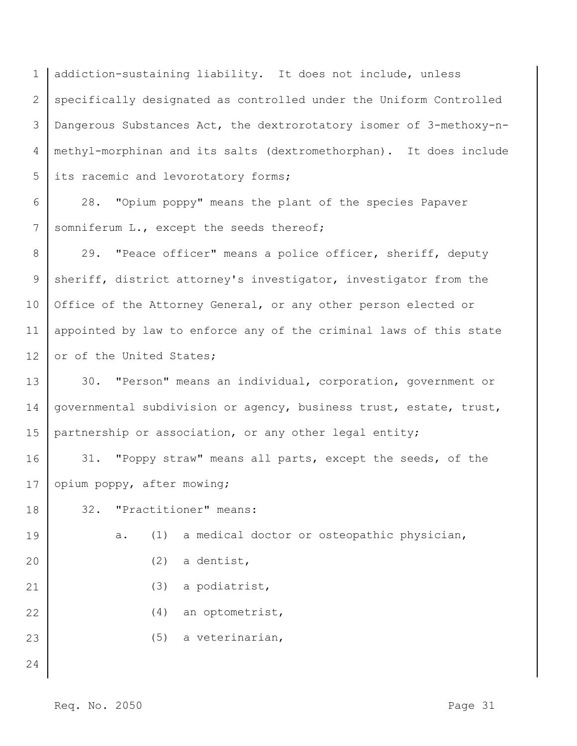addiction-sustaining liability. It does not include, unless specifically designated as controlled under the Uniform Controlled Dangerous Substances Act, the dextrorotatory isomer of 3-methoxy-n-methyl-morphinan and its salts (dextromethorphan). It does include its racemic and levorotatory forms;

28. "Opium poppy" means the plant of the species Papaver somniferum L., except the seeds thereof;

29. "Peace officer" means a police officer, sheriff, deputy sheriff, district attorney's investigator, investigator from the Office of the Attorney General, or any other person elected or appointed by law to enforce any of the criminal laws of this state or of the United States;

30. "Person" means an individual, corporation, government or governmental subdivision or agency, business trust, estate, trust, partnership or association, or any other legal entity;

31. "Poppy straw" means all parts, except the seeds, of the opium poppy, after mowing;

32. "Practitioner" means:

a. (1) a medical doctor or osteopathic physician,

(2) a dentist,

(3) a podiatrist,

(4) an optometrist,

(5) a veterinarian,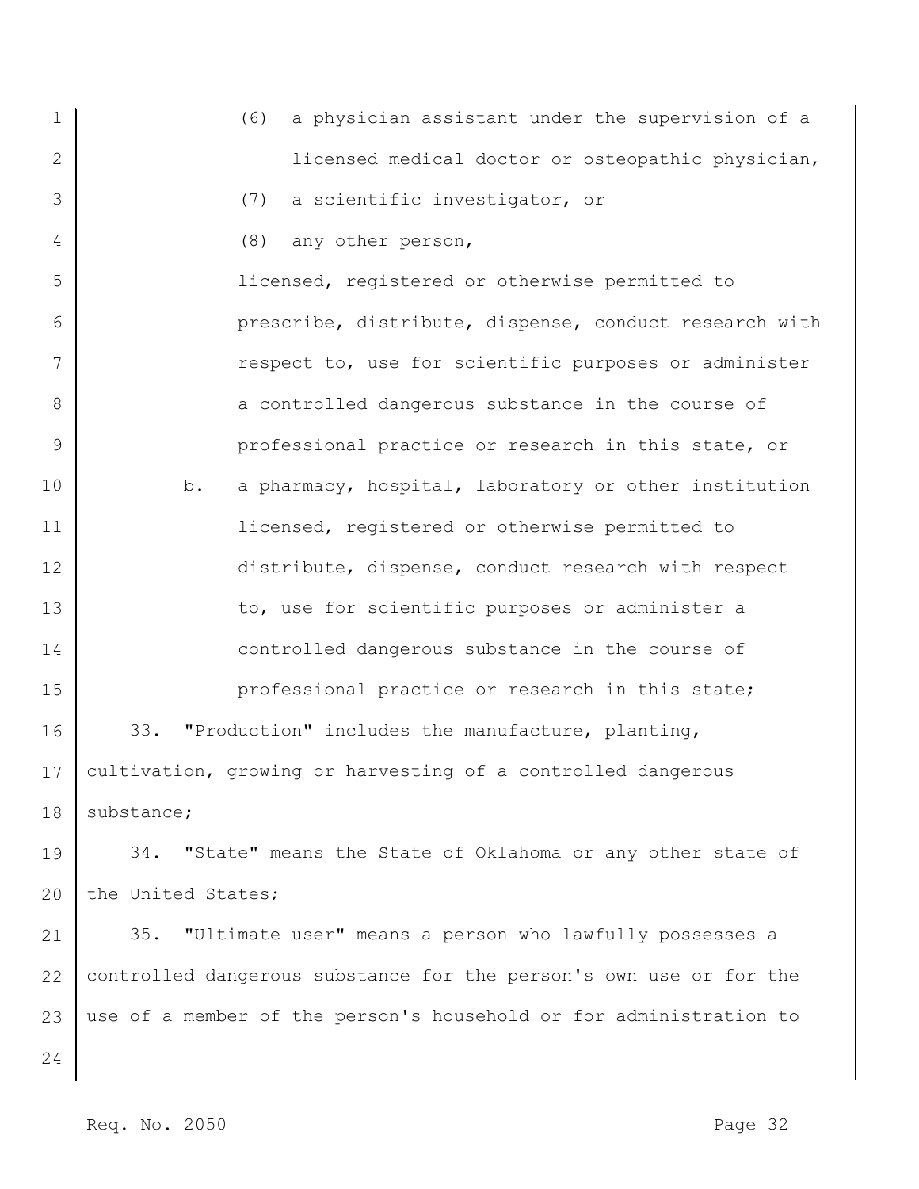(6) a physician assistant under the supervision of a licensed medical doctor or osteopathic physician,

(7) a scientific investigator, or

(8) any other person,

licensed, registered or otherwise permitted to prescribe, distribute, dispense, conduct research with respect to, use for scientific purposes or administer a controlled dangerous substance in the course of professional practice or research in this state, or

b. a pharmacy, hospital, laboratory or other institution licensed, registered or otherwise permitted to distribute, dispense, conduct research with respect to, use for scientific purposes or administer a controlled dangerous substance in the course of professional practice or research in this state;

33. "Production" includes the manufacture, planting, cultivation, growing or harvesting of a controlled dangerous substance;

34. "State" means the State of Oklahoma or any other state of the United States;

35. "Ultimate user" means a person who lawfully possesses a controlled dangerous substance for the person's own use or for the use of a member of the person's household or for administration to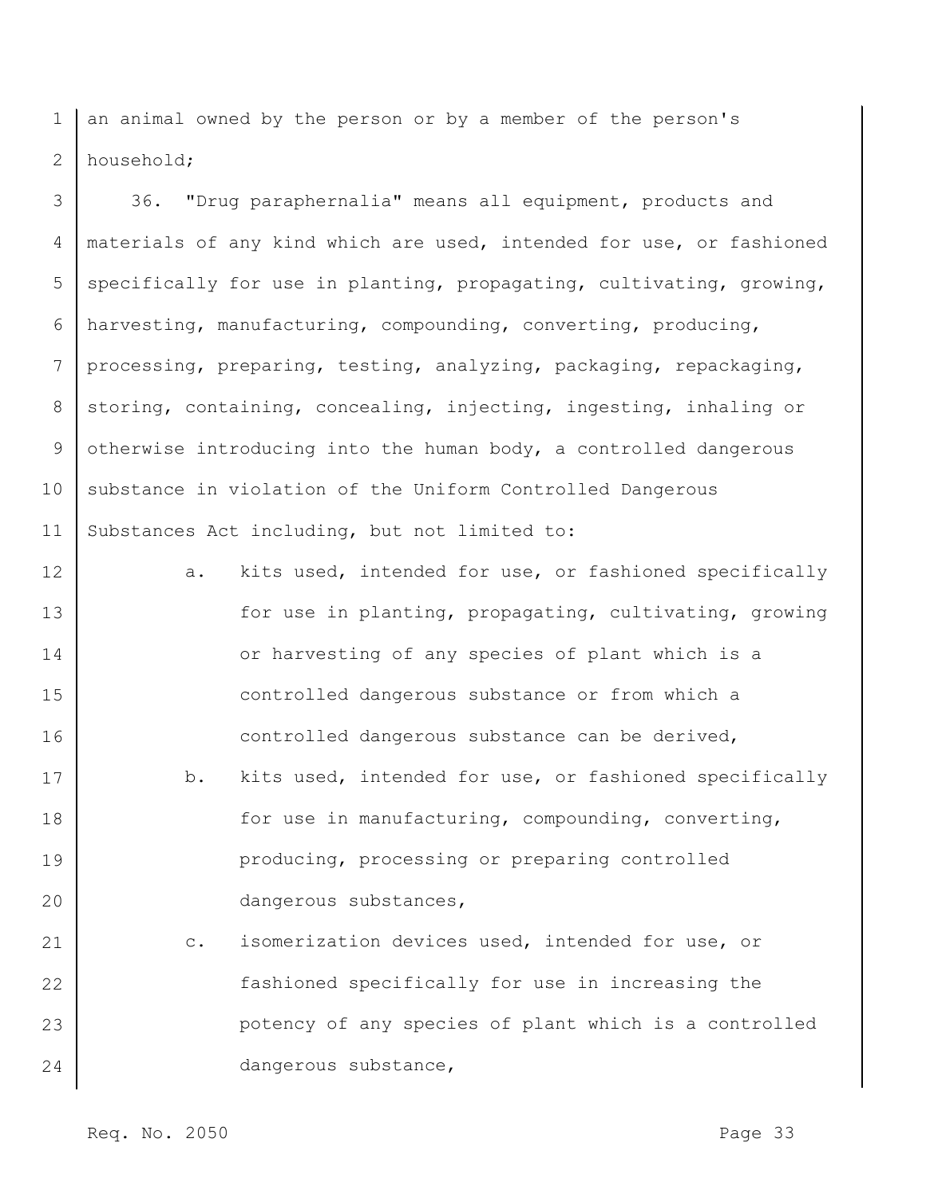an animal owned by the person or by a member of the person's household;

36. "Drug paraphernalia" means all equipment, products and materials of any kind which are used, intended for use, or fashioned specifically for use in planting, propagating, cultivating, growing, harvesting, manufacturing, compounding, converting, producing, processing, preparing, testing, analyzing, packaging, repackaging, storing, containing, concealing, injecting, ingesting, inhaling or otherwise introducing into the human body, a controlled dangerous substance in violation of the Uniform Controlled Dangerous Substances Act including, but not limited to:

a. kits used, intended for use, or fashioned specifically for use in planting, propagating, cultivating, growing or harvesting of any species of plant which is a controlled dangerous substance or from which a controlled dangerous substance can be derived,

b. kits used, intended for use, or fashioned specifically for use in manufacturing, compounding, converting, producing, processing or preparing controlled dangerous substances,

c. isomerization devices used, intended for use, or fashioned specifically for use in increasing the potency of any species of plant which is a controlled dangerous substance,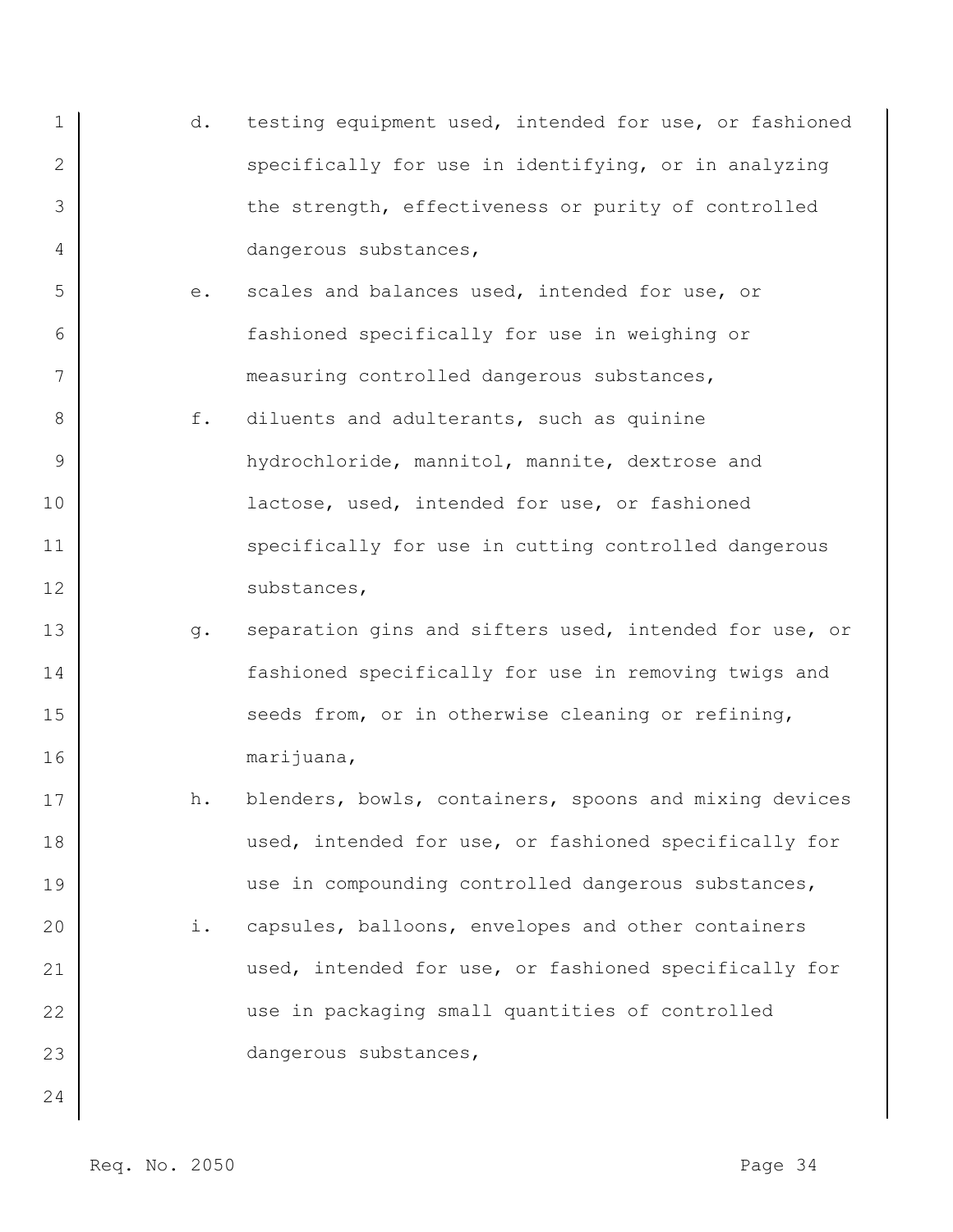d. testing equipment used, intended for use, or fashioned specifically for use in identifying, or in analyzing the strength, effectiveness or purity of controlled dangerous substances,

e. scales and balances used, intended for use, or fashioned specifically for use in weighing or measuring controlled dangerous substances,

f. diluents and adulterants, such as quinine hydrochloride, mannitol, mannite, dextrose and lactose, used, intended for use, or fashioned specifically for use in cutting controlled dangerous substances,

g. separation gins and sifters used, intended for use, or fashioned specifically for use in removing twigs and seeds from, or in otherwise cleaning or refining, marijuana,

h. blenders, bowls, containers, spoons and mixing devices used, intended for use, or fashioned specifically for use in compounding controlled dangerous substances,

i. capsules, balloons, envelopes and other containers used, intended for use, or fashioned specifically for use in packaging small quantities of controlled dangerous substances,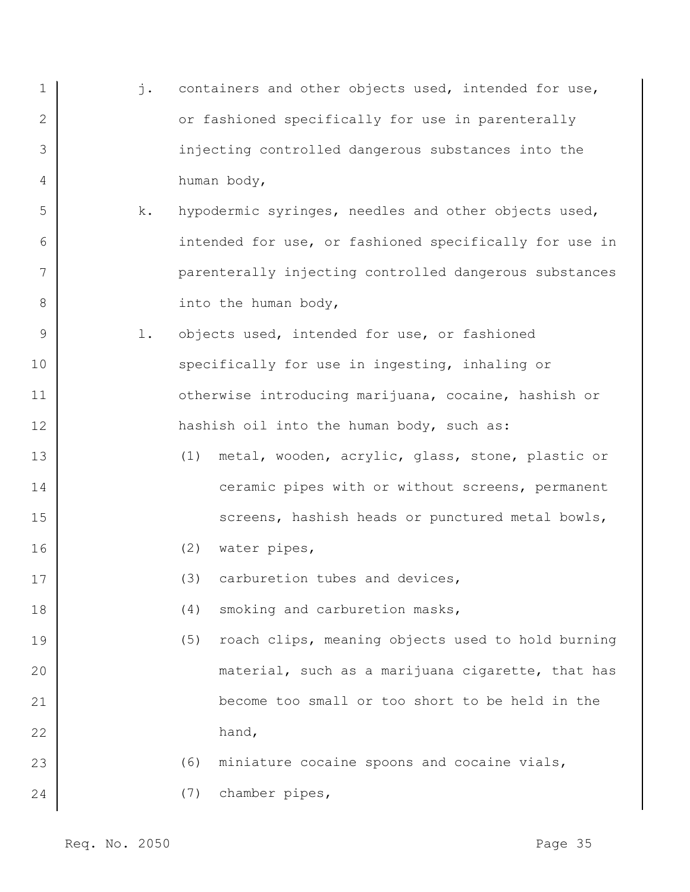j. containers and other objects used, intended for use, or fashioned specifically for use in parenterally injecting controlled dangerous substances into the human body,

k. hypodermic syringes, needles and other objects used, intended for use, or fashioned specifically for use in parenterally injecting controlled dangerous substances into the human body,

l. objects used, intended for use, or fashioned specifically for use in ingesting, inhaling or otherwise introducing marijuana, cocaine, hashish or hashish oil into the human body, such as:

   (1) metal, wooden, acrylic, glass, stone, plastic or ceramic pipes with or without screens, permanent screens, hashish heads or punctured metal bowls,

   (2) water pipes,

   (3) carburetion tubes and devices,

   (4) smoking and carburetion masks,

   (5) roach clips, meaning objects used to hold burning material, such as a marijuana cigarette, that has become too small or too short to be held in the hand,

   (6) miniature cocaine spoons and cocaine vials,

   (7) chamber pipes,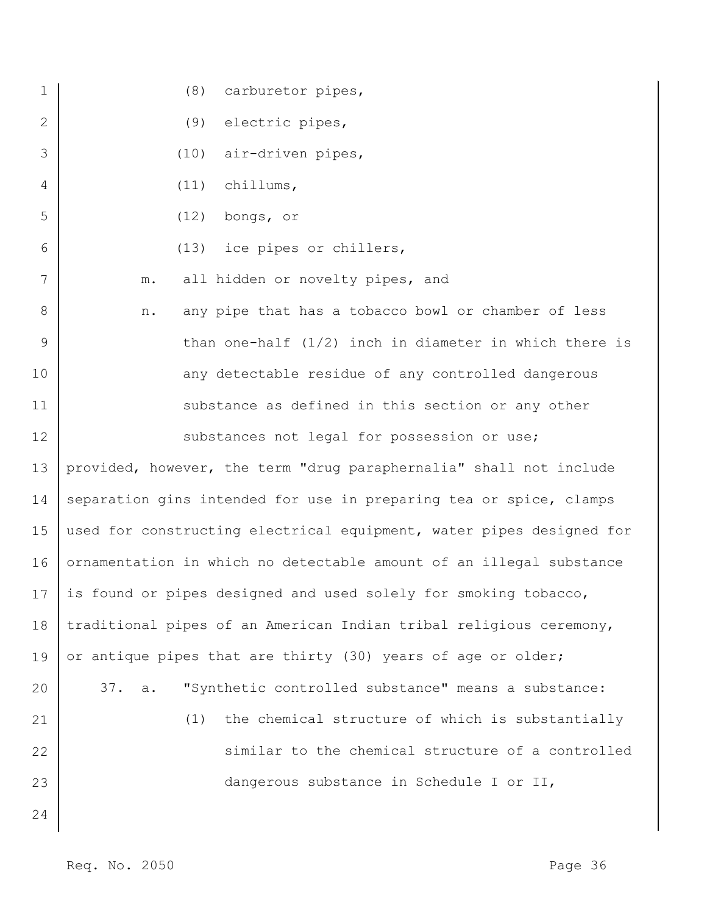(8) carburetor pipes,

(9) electric pipes,

(10) air-driven pipes,

(11) chillums,

(12) bongs, or

(13) ice pipes or chillers,

m. all hidden or novelty pipes, and

n. any pipe that has a tobacco bowl or chamber of less than one-half (1/2) inch in diameter in which there is any detectable residue of any controlled dangerous substance as defined in this section or any other substances not legal for possession or use;

provided, however, the term "drug paraphernalia" shall not include separation gins intended for use in preparing tea or spice, clamps used for constructing electrical equipment, water pipes designed for ornamentation in which no detectable amount of an illegal substance is found or pipes designed and used solely for smoking tobacco, traditional pipes of an American Indian tribal religious ceremony, or antique pipes that are thirty (30) years of age or older;

37. a. "Synthetic controlled substance" means a substance:

(1) the chemical structure of which is substantially similar to the chemical structure of a controlled dangerous substance in Schedule I or II,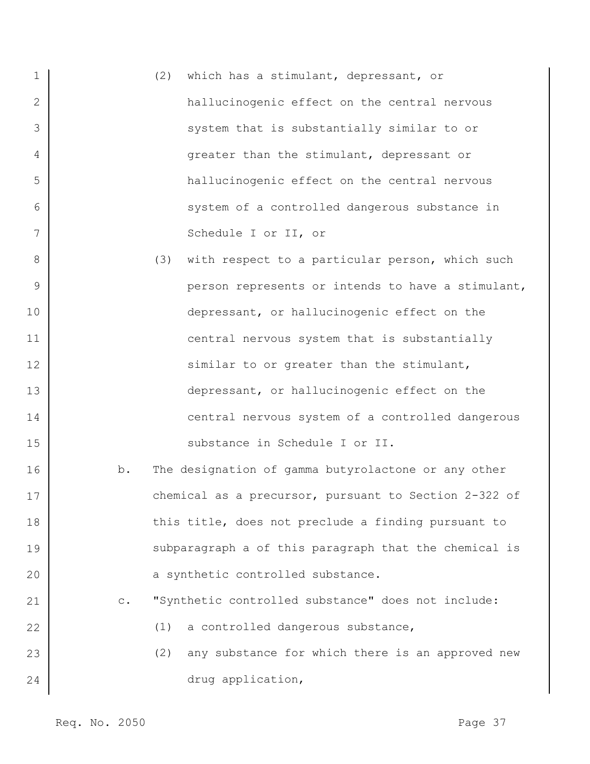(2) which has a stimulant, depressant, or hallucinogenic effect on the central nervous system that is substantially similar to or greater than the stimulant, depressant or hallucinogenic effect on the central nervous system of a controlled dangerous substance in Schedule I or II, or

(3) with respect to a particular person, which such person represents or intends to have a stimulant, depressant, or hallucinogenic effect on the central nervous system that is substantially similar to or greater than the stimulant, depressant, or hallucinogenic effect on the central nervous system of a controlled dangerous substance in Schedule I or II.

b. The designation of gamma butyrolactone or any other chemical as a precursor, pursuant to Section 2-322 of this title, does not preclude a finding pursuant to subparagraph a of this paragraph that the chemical is a synthetic controlled substance.

c. "Synthetic controlled substance" does not include:

(1) a controlled dangerous substance,

(2) any substance for which there is an approved new drug application,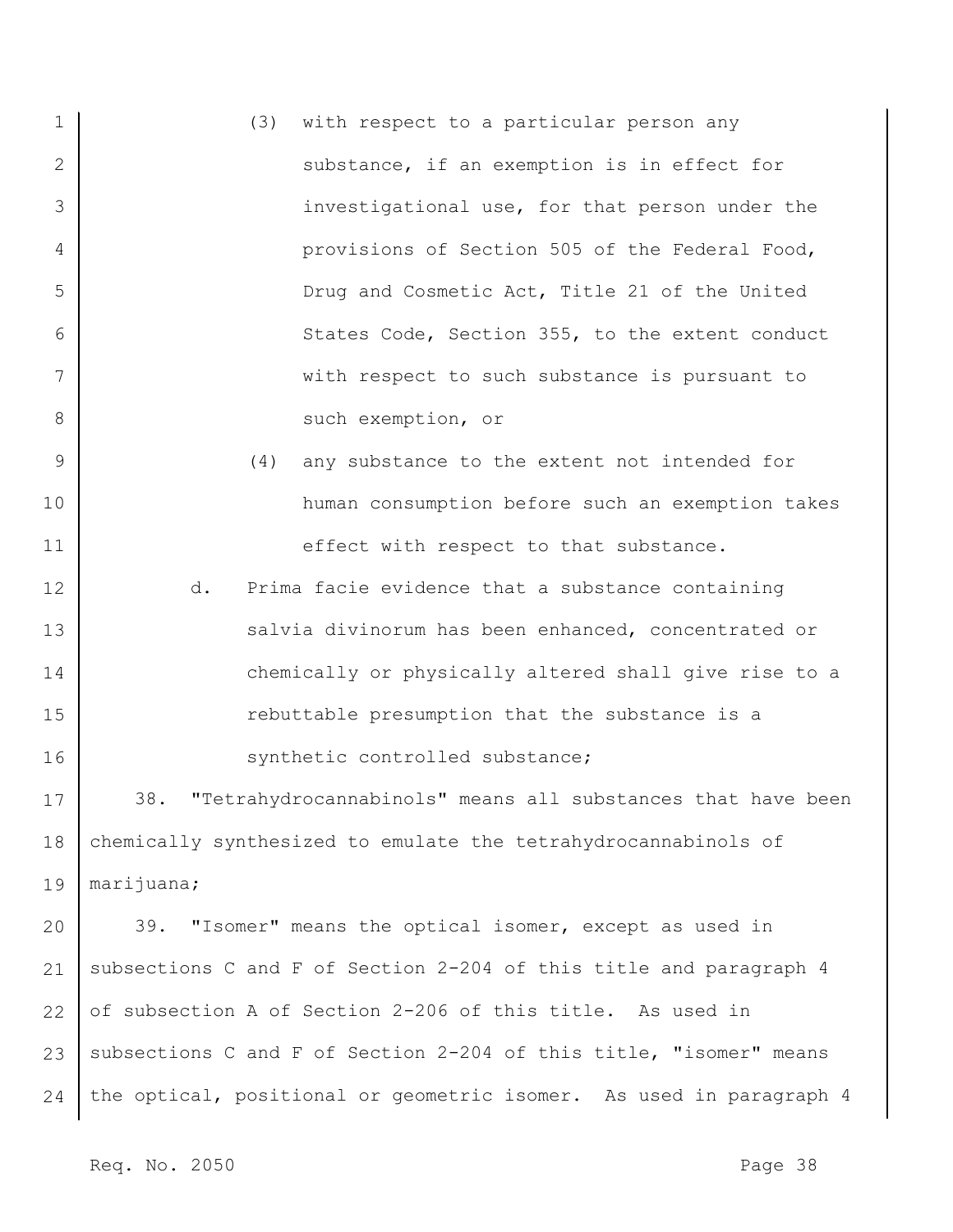(3) with respect to a particular person any substance, if an exemption is in effect for investigational use, for that person under the provisions of Section 505 of the Federal Food, Drug and Cosmetic Act, Title 21 of the United States Code, Section 355, to the extent conduct with respect to such substance is pursuant to such exemption, or

(4) any substance to the extent not intended for human consumption before such an exemption takes effect with respect to that substance.

d. Prima facie evidence that a substance containing salvia divinorum has been enhanced, concentrated or chemically or physically altered shall give rise to a rebuttable presumption that the substance is a synthetic controlled substance;

38. "Tetrahydrocannabinols" means all substances that have been chemically synthesized to emulate the tetrahydrocannabinols of marijuana;

39. "Isomer" means the optical isomer, except as used in subsections C and F of Section 2-204 of this title and paragraph 4 of subsection A of Section 2-206 of this title. As used in subsections C and F of Section 2-204 of this title, "isomer" means the optical, positional or geometric isomer. As used in paragraph 4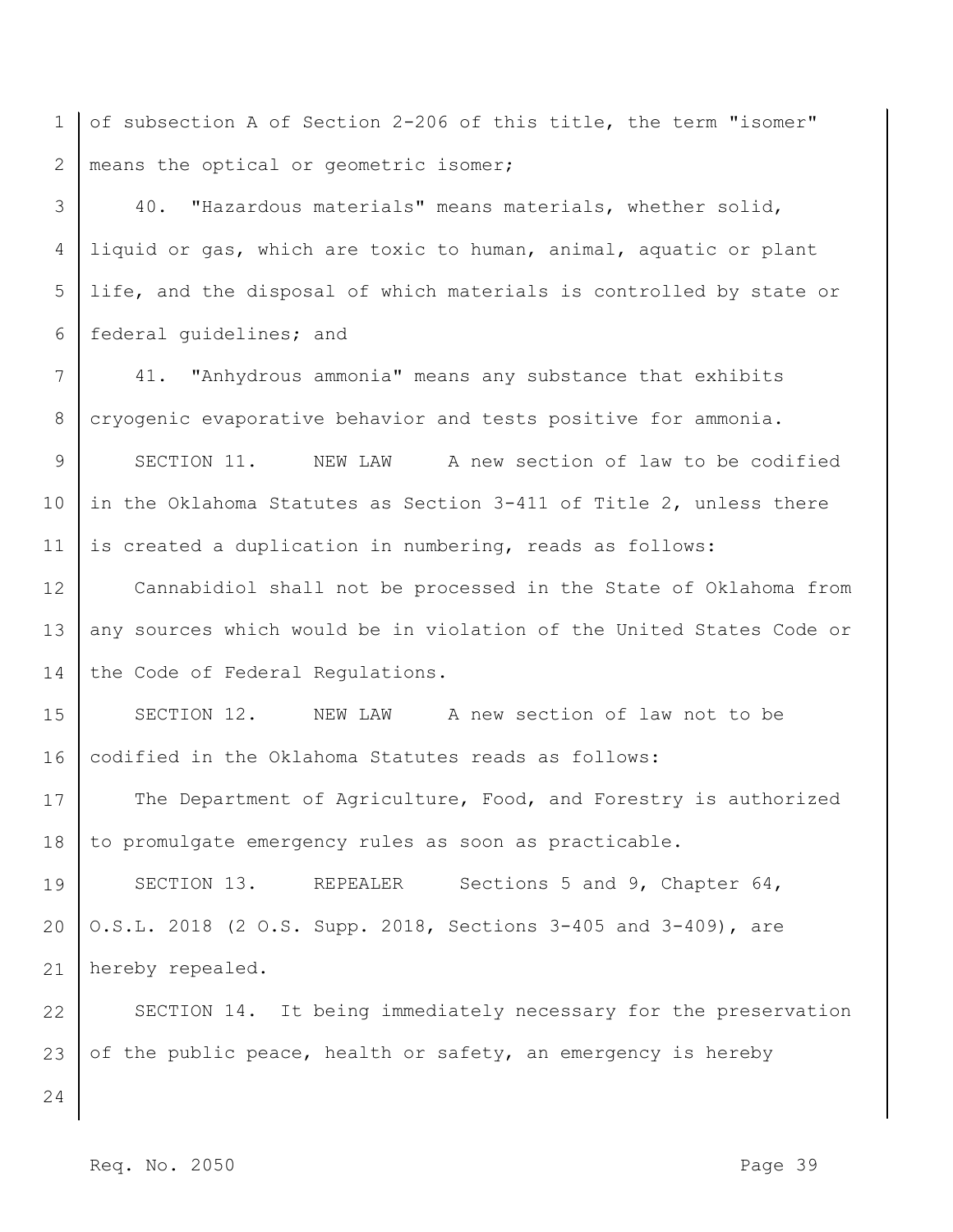of subsection A of Section 2-206 of this title, the term "isomer" means the optical or geometric isomer;

40. "Hazardous materials" means materials, whether solid, liquid or gas, which are toxic to human, animal, aquatic or plant life, and the disposal of which materials is controlled by state or federal guidelines; and

41. "Anhydrous ammonia" means any substance that exhibits cryogenic evaporative behavior and tests positive for ammonia.

SECTION 11. NEW LAW A new section of law to be codified in the Oklahoma Statutes as Section 3-411 of Title 2, unless there is created a duplication in numbering, reads as follows:

Cannabidiol shall not be processed in the State of Oklahoma from any sources which would be in violation of the United States Code or the Code of Federal Regulations.

SECTION 12. NEW LAW A new section of law not to be codified in the Oklahoma Statutes reads as follows:

The Department of Agriculture, Food, and Forestry is authorized to promulgate emergency rules as soon as practicable.

SECTION 13. REPEALER Sections 5 and 9, Chapter 64, O.S.L. 2018 (2 O.S. Supp. 2018, Sections 3-405 and 3-409), are hereby repealed.

SECTION 14. It being immediately necessary for the preservation of the public peace, health or safety, an emergency is hereby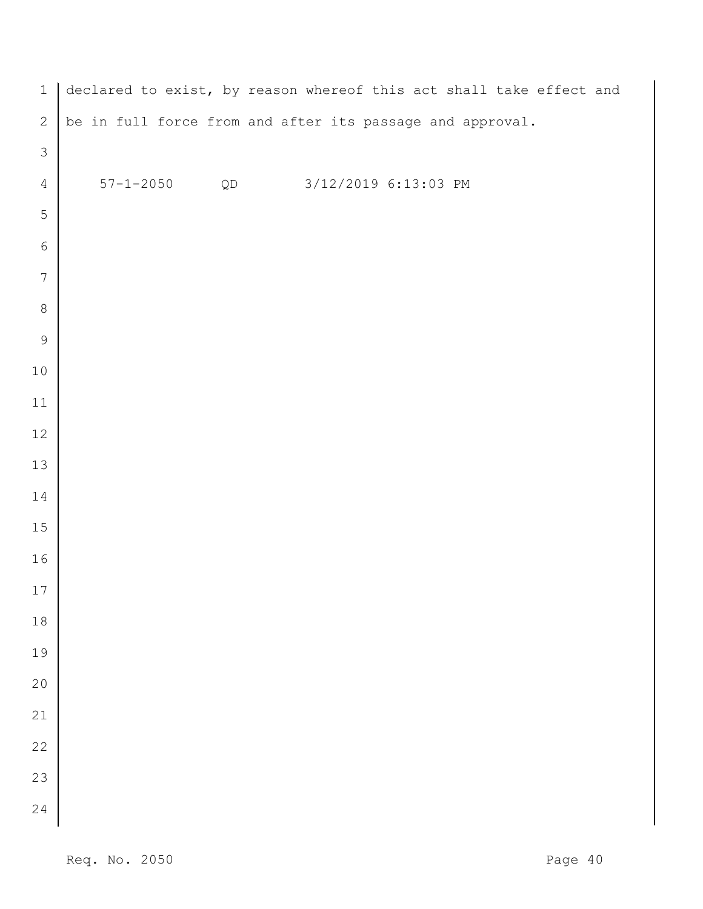declared to exist, by reason whereof this act shall take effect and be in full force from and after its passage and approval.

57-1-2050 QD 3/12/2019 6:13:03 PM